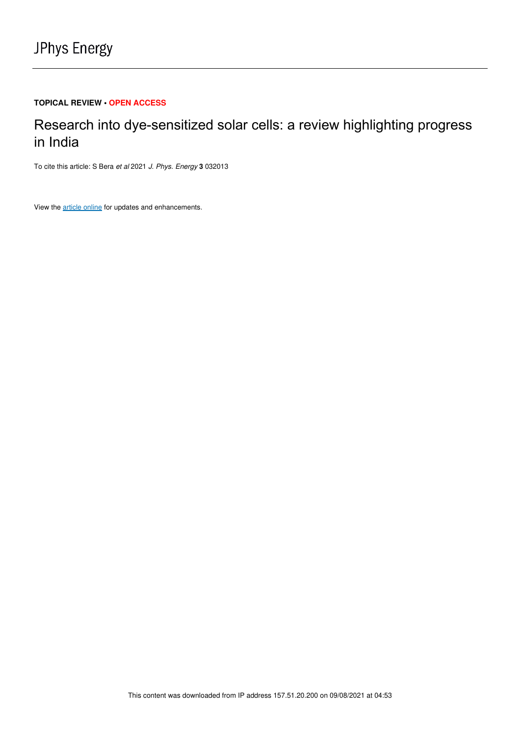JPhys Energy

**TOPICAL REVIEW • OPEN ACCESS**

# Research into dye-sensitized solar cells: a review highlighting progress in India

To cite this article: S Bera *et al* 2021 *J. Phys. Energy* **3** 032013

View the article online for updates and enhancements.

This content was downloaded from IP address 157.51.20.200 on 09/08/2021 at 04:53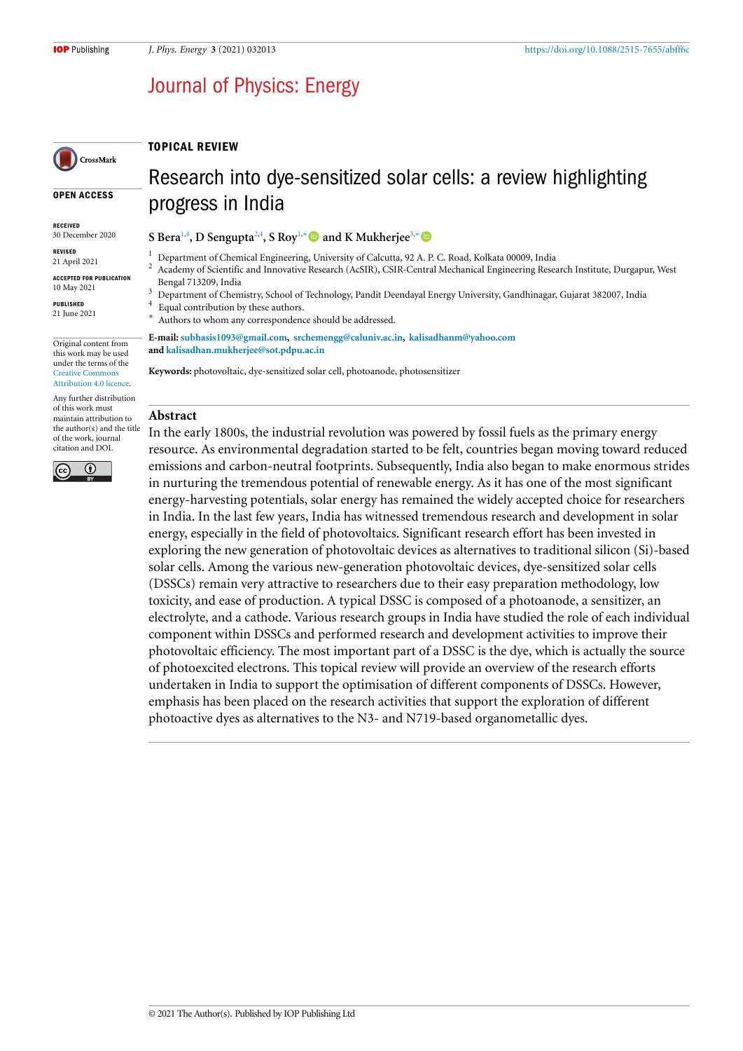TOPICAL REVIEW

# Research into dye-sensitized solar cells: a review highlighting progress in India

**S Bera**[1,4], **D Sengupta**[2,4], **S Roy**[1,*] and **K Mukherjee**[3,*]

[1] Department of Chemical Engineering, University of Calcutta, 92 A. P. C. Road, Kolkata 00009, India
[2] Academy of Scientific and Innovative Research (AcSIR), CSIR-Central Mechanical Engineering Research Institute, Durgapur, West Bengal 713209, India
[3] Department of Chemistry, School of Technology, Pandit Deendayal Energy University, Gandhinagar, Gujarat 382007, India
[4] Equal contribution by these authors.
[*] Authors to whom any correspondence should be addressed.

**E-mail:** subhasis1093@gmail.com, srchemengg@caluniv.ac.in, kalisadhanm@yahoo.com and kalisadhan.mukherjee@sot.pdpu.ac.in

**Keywords:** photovoltaic, dye-sensitized solar cell, photoanode, photosensitizer

OPEN ACCESS

RECEIVED
30 December 2020

REVISED
21 April 2021

ACCEPTED FOR PUBLICATION
10 May 2021

PUBLISHED
21 June 2021

Original content from this work may be used under the terms of the Creative Commons Attribution 4.0 licence.

Any further distribution of this work must maintain attribution to the author(s) and the title of the work, journal citation and DOI.

## Abstract

In the early 1800s, the industrial revolution was powered by fossil fuels as the primary energy resource. As environmental degradation started to be felt, countries began moving toward reduced emissions and carbon-neutral footprints. Subsequently, India also began to make enormous strides in nurturing the tremendous potential of renewable energy. As it has one of the most significant energy-harvesting potentials, solar energy has remained the widely accepted choice for researchers in India. In the last few years, India has witnessed tremendous research and development in solar energy, especially in the field of photovoltaics. Significant research effort has been invested in exploring the new generation of photovoltaic devices as alternatives to traditional silicon (Si)-based solar cells. Among the various new-generation photovoltaic devices, dye-sensitized solar cells (DSSCs) remain very attractive to researchers due to their easy preparation methodology, low toxicity, and ease of production. A typical DSSC is composed of a photoanode, a sensitizer, an electrolyte, and a cathode. Various research groups in India have studied the role of each individual component within DSSCs and performed research and development activities to improve their photovoltaic efficiency. The most important part of a DSSC is the dye, which is actually the source of photoexcited electrons. This topical review will provide an overview of the research efforts undertaken in India to support the optimisation of different components of DSSCs. However, emphasis has been placed on the research activities that support the exploration of different photoactive dyes as alternatives to the N3- and N719-based organometallic dyes.

© 2021 The Author(s). Published by IOP Publishing Ltd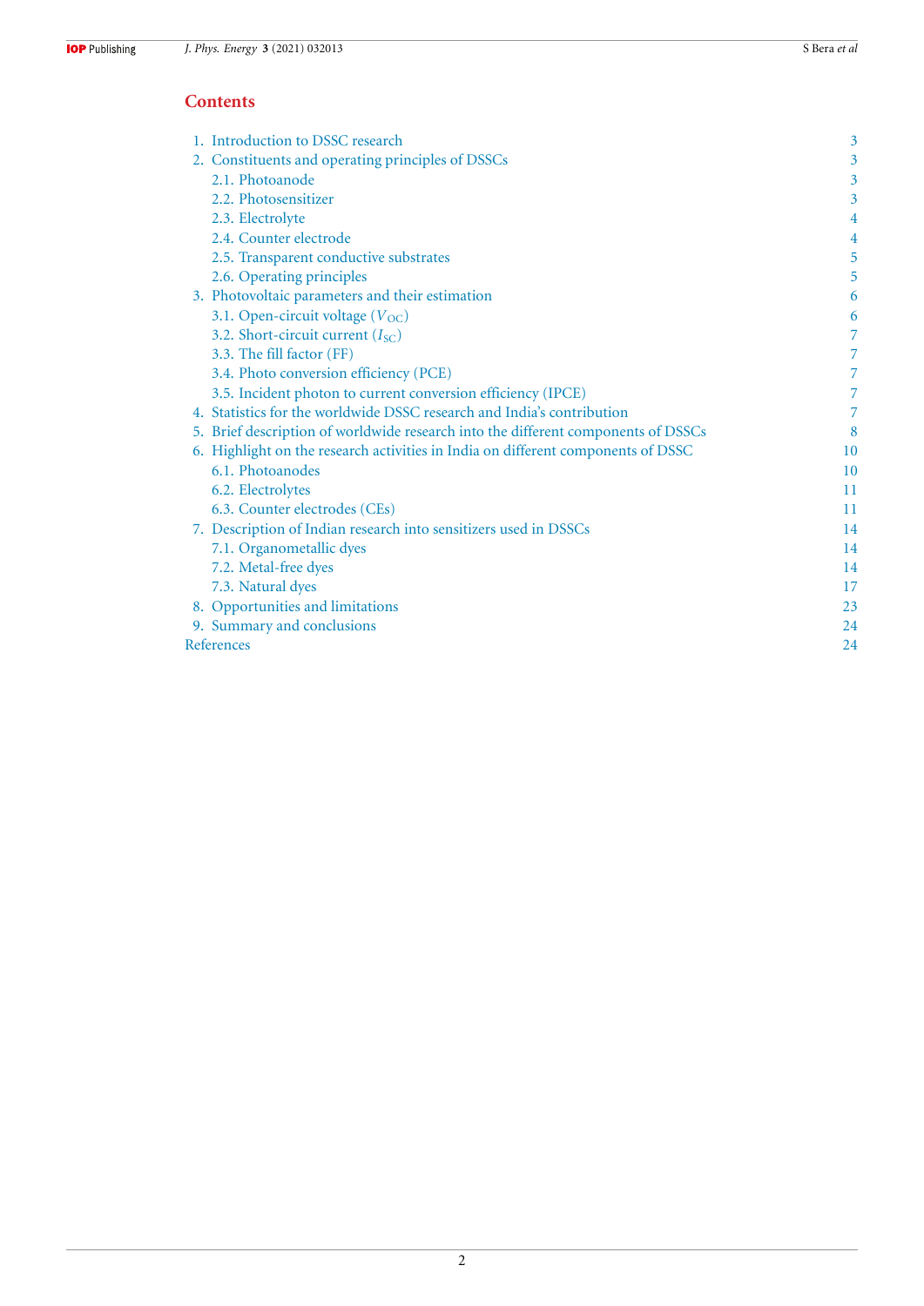## Contents

1. Introduction to DSSC research 3
2. Constituents and operating principles of DSSCs 3
   - 2.1. Photoanode 3
   - 2.2. Photosensitizer 3
   - 2.3. Electrolyte 4
   - 2.4. Counter electrode 4
   - 2.5. Transparent conductive substrates 5
   - 2.6. Operating principles 5
3. Photovoltaic parameters and their estimation 6
   - 3.1. Open-circuit voltage ($V_{OC}$) 6
   - 3.2. Short-circuit current ($I_{SC}$) 7
   - 3.3. The fill factor (FF) 7
   - 3.4. Photo conversion efficiency (PCE) 7
   - 3.5. Incident photon to current conversion efficiency (IPCE) 7
4. Statistics for the worldwide DSSC research and India's contribution 7
5. Brief description of worldwide research into the different components of DSSCs 8
6. Highlight on the research activities in India on different components of DSSC 10
   - 6.1. Photoanodes 10
   - 6.2. Electrolytes 11
   - 6.3. Counter electrodes (CEs) 11
7. Description of Indian research into sensitizers used in DSSCs 14
   - 7.1. Organometallic dyes 14
   - 7.2. Metal-free dyes 14
   - 7.3. Natural dyes 17
8. Opportunities and limitations 23
9. Summary and conclusions 24

References 24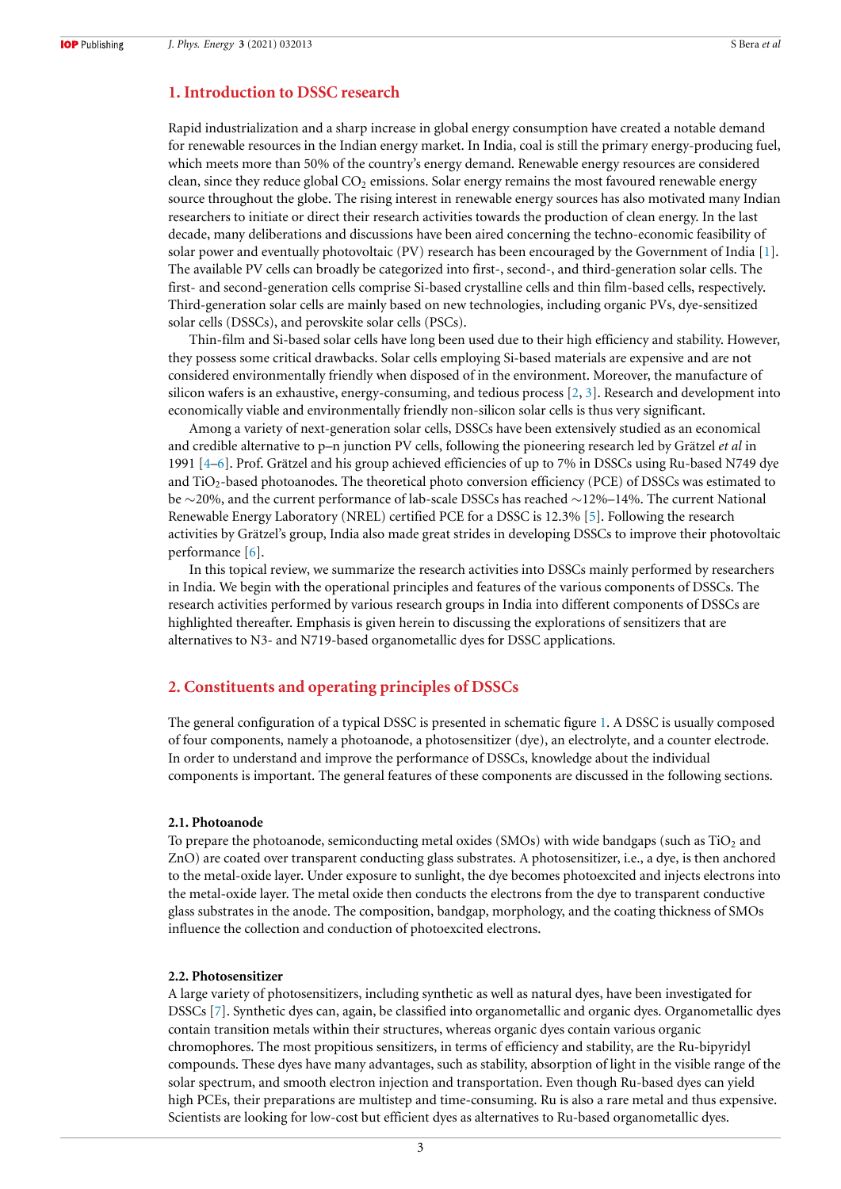## 1. Introduction to DSSC research

Rapid industrialization and a sharp increase in global energy consumption have created a notable demand for renewable resources in the Indian energy market. In India, coal is still the primary energy-producing fuel, which meets more than 50% of the country's energy demand. Renewable energy resources are considered clean, since they reduce global $CO_2$ emissions. Solar energy remains the most favoured renewable energy source throughout the globe. The rising interest in renewable energy sources has also motivated many Indian researchers to initiate or direct their research activities towards the production of clean energy. In the last decade, many deliberations and discussions have been aired concerning the techno-economic feasibility of solar power and eventually photovoltaic (PV) research has been encouraged by the Government of India [1]. The available PV cells can broadly be categorized into first-, second-, and third-generation solar cells. The first- and second-generation cells comprise Si-based crystalline cells and thin film-based cells, respectively. Third-generation solar cells are mainly based on new technologies, including organic PVs, dye-sensitized solar cells (DSSCs), and perovskite solar cells (PSCs).

Thin-film and Si-based solar cells have long been used due to their high efficiency and stability. However, they possess some critical drawbacks. Solar cells employing Si-based materials are expensive and are not considered environmentally friendly when disposed of in the environment. Moreover, the manufacture of silicon wafers is an exhaustive, energy-consuming, and tedious process [2, 3]. Research and development into economically viable and environmentally friendly non-silicon solar cells is thus very significant.

Among a variety of next-generation solar cells, DSSCs have been extensively studied as an economical and credible alternative to p–n junction PV cells, following the pioneering research led by Grätzel *et al* in 1991 [4–6]. Prof. Grätzel and his group achieved efficiencies of up to 7% in DSSCs using Ru-based N749 dye and $TiO_2$-based photoanodes. The theoretical photo conversion efficiency (PCE) of DSSCs was estimated to be ∼20%, and the current performance of lab-scale DSSCs has reached ∼12%–14%. The current National Renewable Energy Laboratory (NREL) certified PCE for a DSSC is 12.3% [5]. Following the research activities by Grätzel's group, India also made great strides in developing DSSCs to improve their photovoltaic performance [6].

In this topical review, we summarize the research activities into DSSCs mainly performed by researchers in India. We begin with the operational principles and features of the various components of DSSCs. The research activities performed by various research groups in India into different components of DSSCs are highlighted thereafter. Emphasis is given herein to discussing the explorations of sensitizers that are alternatives to N3- and N719-based organometallic dyes for DSSC applications.

## 2. Constituents and operating principles of DSSCs

The general configuration of a typical DSSC is presented in schematic figure 1. A DSSC is usually composed of four components, namely a photoanode, a photosensitizer (dye), an electrolyte, and a counter electrode. In order to understand and improve the performance of DSSCs, knowledge about the individual components is important. The general features of these components are discussed in the following sections.

### 2.1. Photoanode

To prepare the photoanode, semiconducting metal oxides (SMOs) with wide bandgaps (such as $TiO_2$ and ZnO) are coated over transparent conducting glass substrates. A photosensitizer, i.e., a dye, is then anchored to the metal-oxide layer. Under exposure to sunlight, the dye becomes photoexcited and injects electrons into the metal-oxide layer. The metal oxide then conducts the electrons from the dye to transparent conductive glass substrates in the anode. The composition, bandgap, morphology, and the coating thickness of SMOs influence the collection and conduction of photoexcited electrons.

### 2.2. Photosensitizer

A large variety of photosensitizers, including synthetic as well as natural dyes, have been investigated for DSSCs [7]. Synthetic dyes can, again, be classified into organometallic and organic dyes. Organometallic dyes contain transition metals within their structures, whereas organic dyes contain various organic chromophores. The most propitious sensitizers, in terms of efficiency and stability, are the Ru-bipyridyl compounds. These dyes have many advantages, such as stability, absorption of light in the visible range of the solar spectrum, and smooth electron injection and transportation. Even though Ru-based dyes can yield high PCEs, their preparations are multistep and time-consuming. Ru is also a rare metal and thus expensive. Scientists are looking for low-cost but efficient dyes as alternatives to Ru-based organometallic dyes.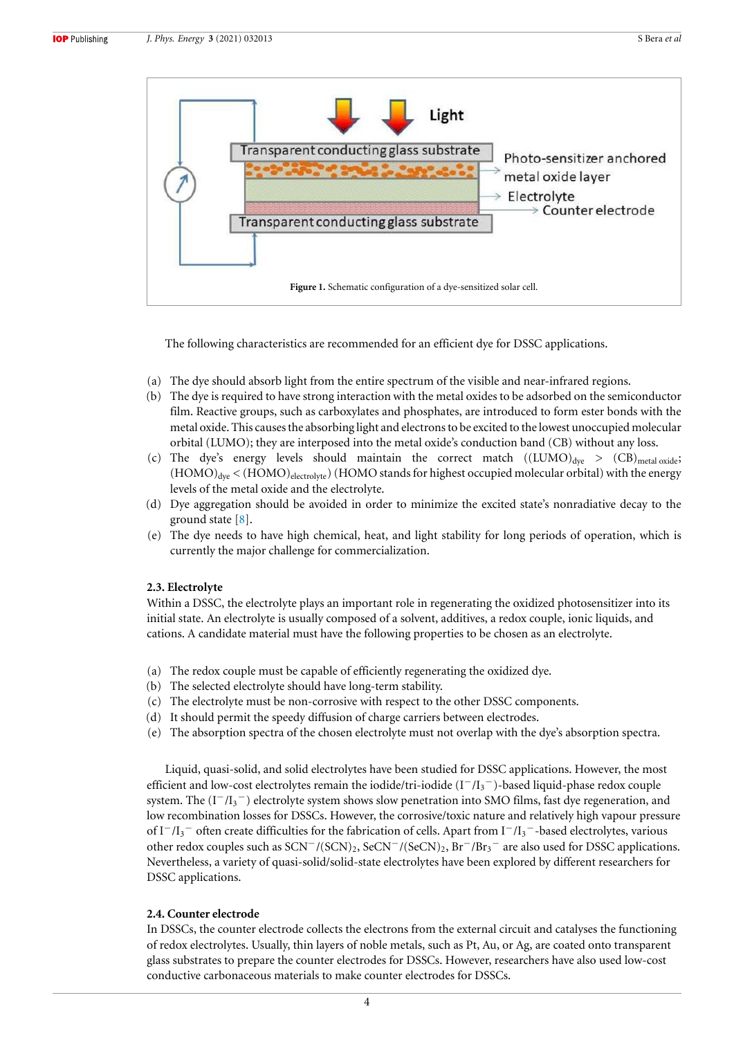Figure 1. Schematic configuration of a dye-sensitized solar cell.

The following characteristics are recommended for an efficient dye for DSSC applications.

(a) The dye should absorb light from the entire spectrum of the visible and near-infrared regions.
(b) The dye is required to have strong interaction with the metal oxides to be adsorbed on the semiconductor film. Reactive groups, such as carboxylates and phosphates, are introduced to form ester bonds with the metal oxide. This causes the absorbing light and electrons to be excited to the lowest unoccupied molecular orbital (LUMO); they are interposed into the metal oxide's conduction band (CB) without any loss.
(c) The dye's energy levels should maintain the correct match ($(\text{LUMO})_{\text{dye}} > (\text{CB})_{\text{metal oxide}}$; $(\text{HOMO})_{\text{dye}} < (\text{HOMO})_{\text{electrolyte}}$) (HOMO stands for highest occupied molecular orbital) with the energy levels of the metal oxide and the electrolyte.
(d) Dye aggregation should be avoided in order to minimize the excited state's nonradiative decay to the ground state [8].
(e) The dye needs to have high chemical, heat, and light stability for long periods of operation, which is currently the major challenge for commercialization.

### 2.3. Electrolyte

Within a DSSC, the electrolyte plays an important role in regenerating the oxidized photosensitizer into its initial state. An electrolyte is usually composed of a solvent, additives, a redox couple, ionic liquids, and cations. A candidate material must have the following properties to be chosen as an electrolyte.

(a) The redox couple must be capable of efficiently regenerating the oxidized dye.
(b) The selected electrolyte should have long-term stability.
(c) The electrolyte must be non-corrosive with respect to the other DSSC components.
(d) It should permit the speedy diffusion of charge carriers between electrodes.
(e) The absorption spectra of the chosen electrolyte must not overlap with the dye's absorption spectra.

Liquid, quasi-solid, and solid electrolytes have been studied for DSSC applications. However, the most efficient and low-cost electrolytes remain the iodide/tri-iodide ($I^-/I_3^-$)-based liquid-phase redox couple system. The ($I^-/I_3^-$) electrolyte system shows slow penetration into SMO films, fast dye regeneration, and low recombination losses for DSSCs. However, the corrosive/toxic nature and relatively high vapour pressure of $I^-/I_3^-$ often create difficulties for the fabrication of cells. Apart from $I^-/I_3^-$-based electrolytes, various other redox couples such as $SCN^-/(SCN)_2$, $SeCN^-/(SeCN)_2$, $Br^-/Br_3^-$ are also used for DSSC applications. Nevertheless, a variety of quasi-solid/solid-state electrolytes have been explored by different researchers for DSSC applications.

### 2.4. Counter electrode

In DSSCs, the counter electrode collects the electrons from the external circuit and catalyses the functioning of redox electrolytes. Usually, thin layers of noble metals, such as Pt, Au, or Ag, are coated onto transparent glass substrates to prepare the counter electrodes for DSSCs. However, researchers have also used low-cost conductive carbonaceous materials to make counter electrodes for DSSCs.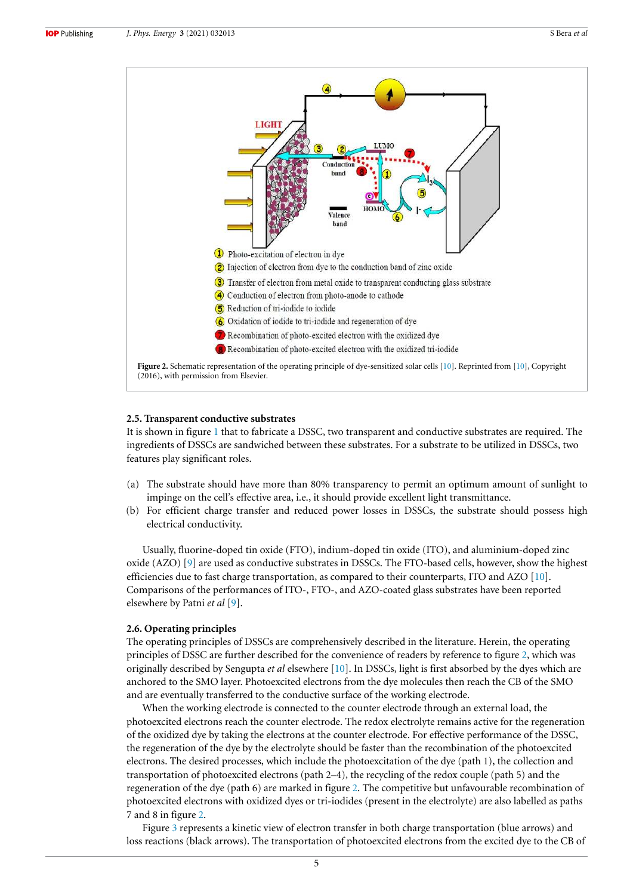1. Photo-excitation of electron in dye
2. Injection of electron from dye to the conduction band of zinc oxide
3. Transfer of electron from metal oxide to transparent conducting glass substrate
4. Conduction of electron from photo-anode to cathode
5. Reduction of tri-iodide to iodide
6. Oxidation of iodide to tri-iodide and regeneration of dye
7. Recombination of photo-excited electron with the oxidized dye
8. Recombination of photo-excited electron with the oxidized tri-iodide

**Figure 2.** Schematic representation of the operating principle of dye-sensitized solar cells [10]. Reprinted from [10], Copyright (2016), with permission from Elsevier.

### 2.5. Transparent conductive substrates

It is shown in figure 1 that to fabricate a DSSC, two transparent and conductive substrates are required. The ingredients of DSSCs are sandwiched between these substrates. For a substrate to be utilized in DSSCs, two features play significant roles.

(a) The substrate should have more than 80% transparency to permit an optimum amount of sunlight to impinge on the cell's effective area, i.e., it should provide excellent light transmittance.
(b) For efficient charge transfer and reduced power losses in DSSCs, the substrate should possess high electrical conductivity.

Usually, fluorine-doped tin oxide (FTO), indium-doped tin oxide (ITO), and aluminium-doped zinc oxide (AZO) [9] are used as conductive substrates in DSSCs. The FTO-based cells, however, show the highest efficiencies due to fast charge transportation, as compared to their counterparts, ITO and AZO [10]. Comparisons of the performances of ITO-, FTO-, and AZO-coated glass substrates have been reported elsewhere by Patni *et al* [9].

### 2.6. Operating principles

The operating principles of DSSCs are comprehensively described in the literature. Herein, the operating principles of DSSC are further described for the convenience of readers by reference to figure 2, which was originally described by Sengupta *et al* elsewhere [10]. In DSSCs, light is first absorbed by the dyes which are anchored to the SMO layer. Photoexcited electrons from the dye molecules then reach the CB of the SMO and are eventually transferred to the conductive surface of the working electrode.

When the working electrode is connected to the counter electrode through an external load, the photoexcited electrons reach the counter electrode. The redox electrolyte remains active for the regeneration of the oxidized dye by taking the electrons at the counter electrode. For effective performance of the DSSC, the regeneration of the dye by the electrolyte should be faster than the recombination of the photoexcited electrons. The desired processes, which include the photoexcitation of the dye (path 1), the collection and transportation of photoexcited electrons (path 2–4), the recycling of the redox couple (path 5) and the regeneration of the dye (path 6) are marked in figure 2. The competitive but unfavourable recombination of photoexcited electrons with oxidized dyes or tri-iodides (present in the electrolyte) are also labelled as paths 7 and 8 in figure 2.

Figure 3 represents a kinetic view of electron transfer in both charge transportation (blue arrows) and loss reactions (black arrows). The transportation of photoexcited electrons from the excited dye to the CB of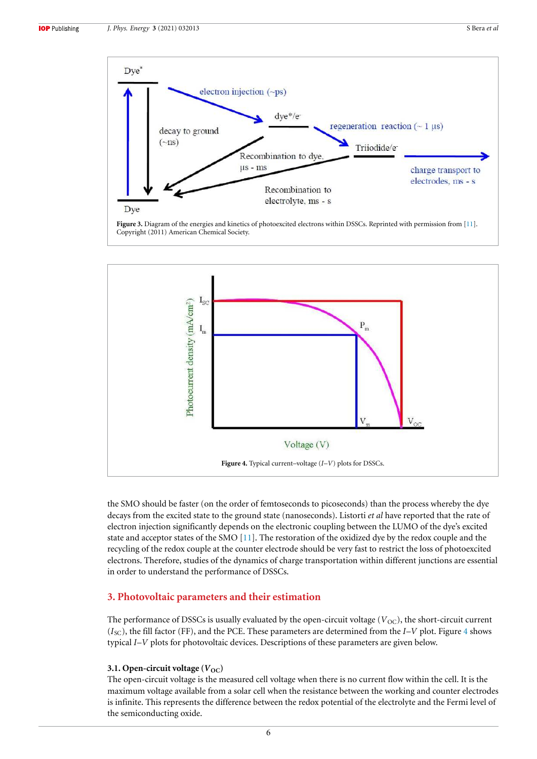Figure 3. Diagram of the energies and kinetics of photoexcited electrons within DSSCs. Reprinted with permission from [11]. Copyright (2011) American Chemical Society.

Figure 4. Typical current–voltage ($I$–$V$) plots for DSSCs.

the SMO should be faster (on the order of femtoseconds to picoseconds) than the process whereby the dye decays from the excited state to the ground state (nanoseconds). Listorti *et al* have reported that the rate of electron injection significantly depends on the electronic coupling between the LUMO of the dye's excited state and acceptor states of the SMO [11]. The restoration of the oxidized dye by the redox couple and the recycling of the redox couple at the counter electrode should be very fast to restrict the loss of photoexcited electrons. Therefore, studies of the dynamics of charge transportation within different junctions are essential in order to understand the performance of DSSCs.

## 3. Photovoltaic parameters and their estimation

The performance of DSSCs is usually evaluated by the open-circuit voltage ($V_{OC}$), the short-circuit current ($I_{SC}$), the fill factor (FF), and the PCE. These parameters are determined from the $I$–$V$ plot. Figure 4 shows typical $I$–$V$ plots for photovoltaic devices. Descriptions of these parameters are given below.

### 3.1. Open-circuit voltage ($V_{OC}$)

The open-circuit voltage is the measured cell voltage when there is no current flow within the cell. It is the maximum voltage available from a solar cell when the resistance between the working and counter electrodes is infinite. This represents the difference between the redox potential of the electrolyte and the Fermi level of the semiconducting oxide.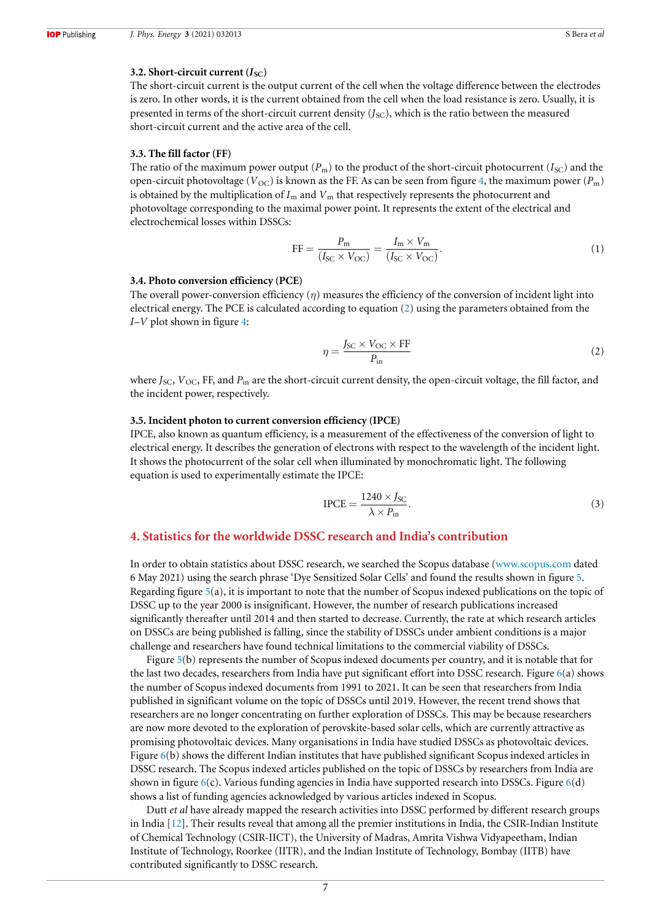### 3.2. Short-circuit current ($I_{SC}$)

The short-circuit current is the output current of the cell when the voltage difference between the electrodes is zero. In other words, it is the current obtained from the cell when the load resistance is zero. Usually, it is presented in terms of the short-circuit current density ($J_{SC}$), which is the ratio between the measured short-circuit current and the active area of the cell.

### 3.3. The fill factor (FF)

The ratio of the maximum power output ($P_m$) to the product of the short-circuit photocurrent ($I_{SC}$) and the open-circuit photovoltage ($V_{OC}$) is known as the FF. As can be seen from figure 4, the maximum power ($P_m$) is obtained by the multiplication of $I_m$ and $V_m$ that respectively represents the photocurrent and photovoltage corresponding to the maximal power point. It represents the extent of the electrical and electrochemical losses within DSSCs:

$$\mathrm{FF} = \frac{P_m}{(I_{SC} \times V_{OC})} = \frac{I_m \times V_m}{(I_{SC} \times V_{OC})}. \tag{1}$$

### 3.4. Photo conversion efficiency (PCE)

The overall power-conversion efficiency ($\eta$) measures the efficiency of the conversion of incident light into electrical energy. The PCE is calculated according to equation (2) using the parameters obtained from the *I–V* plot shown in figure 4:

$$\eta = \frac{J_{SC} \times V_{OC} \times \mathrm{FF}}{P_{in}} \tag{2}$$

where $J_{SC}$, $V_{OC}$, FF, and $P_{in}$ are the short-circuit current density, the open-circuit voltage, the fill factor, and the incident power, respectively.

### 3.5. Incident photon to current conversion efficiency (IPCE)

IPCE, also known as quantum efficiency, is a measurement of the effectiveness of the conversion of light to electrical energy. It describes the generation of electrons with respect to the wavelength of the incident light. It shows the photocurrent of the solar cell when illuminated by monochromatic light. The following equation is used to experimentally estimate the IPCE:

$$\mathrm{IPCE} = \frac{1240 \times J_{SC}}{\lambda \times P_{in}}. \tag{3}$$

## 4. Statistics for the worldwide DSSC research and India's contribution

In order to obtain statistics about DSSC research, we searched the Scopus database (www.scopus.com dated 6 May 2021) using the search phrase 'Dye Sensitized Solar Cells' and found the results shown in figure 5. Regarding figure 5(a), it is important to note that the number of Scopus indexed publications on the topic of DSSC up to the year 2000 is insignificant. However, the number of research publications increased significantly thereafter until 2014 and then started to decrease. Currently, the rate at which research articles on DSSCs are being published is falling, since the stability of DSSCs under ambient conditions is a major challenge and researchers have found technical limitations to the commercial viability of DSSCs.

Figure 5(b) represents the number of Scopus indexed documents per country, and it is notable that for the last two decades, researchers from India have put significant effort into DSSC research. Figure 6(a) shows the number of Scopus indexed documents from 1991 to 2021. It can be seen that researchers from India published in significant volume on the topic of DSSCs until 2019. However, the recent trend shows that researchers are no longer concentrating on further exploration of DSSCs. This may be because researchers are now more devoted to the exploration of perovskite-based solar cells, which are currently attractive as promising photovoltaic devices. Many organisations in India have studied DSSCs as photovoltaic devices. Figure 6(b) shows the different Indian institutes that have published significant Scopus indexed articles in DSSC research. The Scopus indexed articles published on the topic of DSSCs by researchers from India are shown in figure 6(c). Various funding agencies in India have supported research into DSSCs. Figure 6(d) shows a list of funding agencies acknowledged by various articles indexed in Scopus.

Dutt *et al* have already mapped the research activities into DSSC performed by different research groups in India [12]. Their results reveal that among all the premier institutions in India, the CSIR-Indian Institute of Chemical Technology (CSIR-IICT), the University of Madras, Amrita Vishwa Vidyapeetham, Indian Institute of Technology, Roorkee (IITR), and the Indian Institute of Technology, Bombay (IITB) have contributed significantly to DSSC research.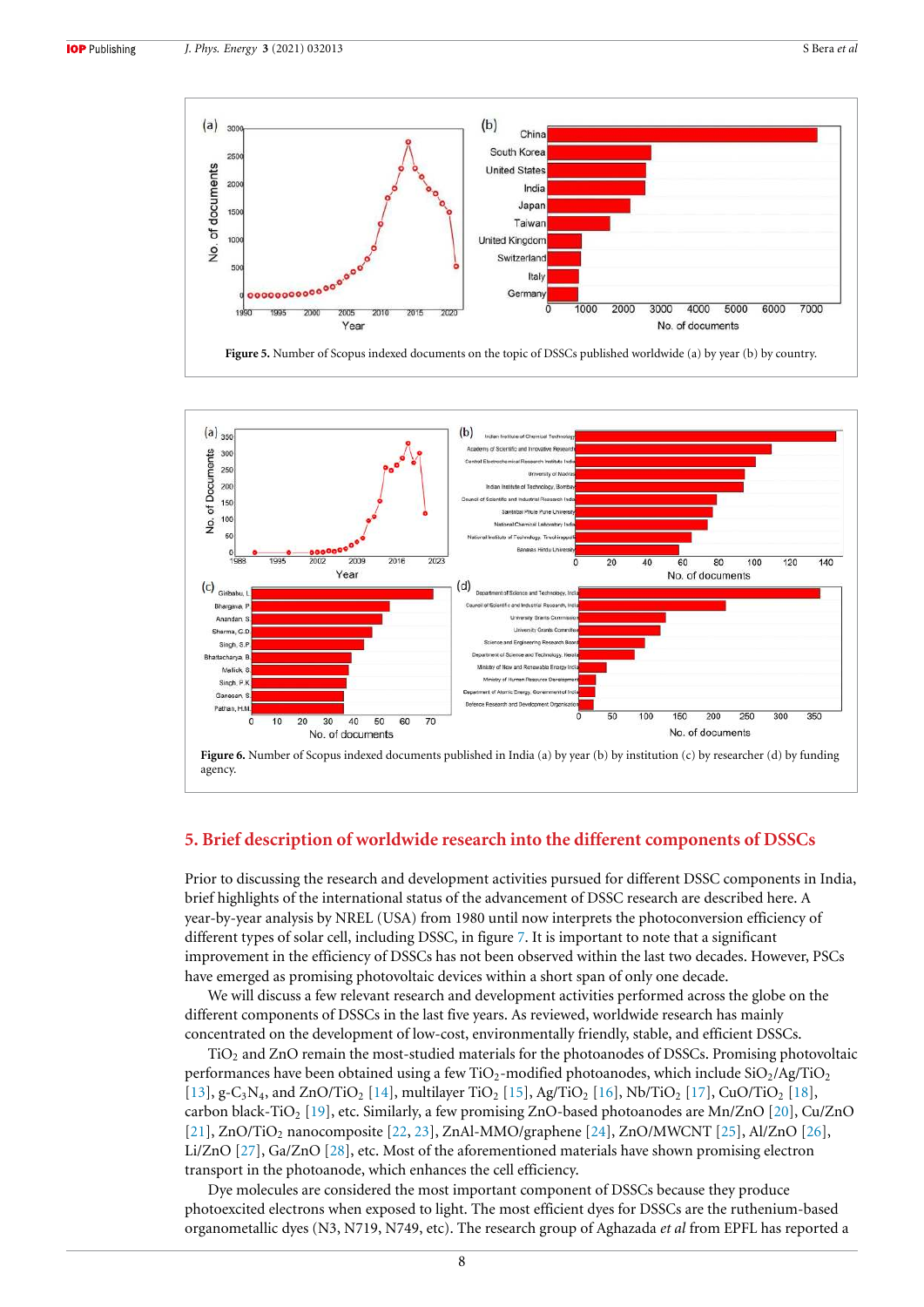**Figure 5.** Number of Scopus indexed documents on the topic of DSSCs published worldwide (a) by year (b) by country.

**Figure 6.** Number of Scopus indexed documents published in India (a) by year (b) by institution (c) by researcher (d) by funding agency.

## 5. Brief description of worldwide research into the different components of DSSCs

Prior to discussing the research and development activities pursued for different DSSC components in India, brief highlights of the international status of the advancement of DSSC research are described here. A year-by-year analysis by NREL (USA) from 1980 until now interprets the photoconversion efficiency of different types of solar cell, including DSSC, in figure 7. It is important to note that a significant improvement in the efficiency of DSSCs has not been observed within the last two decades. However, PSCs have emerged as promising photovoltaic devices within a short span of only one decade.

We will discuss a few relevant research and development activities performed across the globe on the different components of DSSCs in the last five years. As reviewed, worldwide research has mainly concentrated on the development of low-cost, environmentally friendly, stable, and efficient DSSCs.

$TiO_2$ and ZnO remain the most-studied materials for the photoanodes of DSSCs. Promising photovoltaic performances have been obtained using a few $TiO_2$-modified photoanodes, which include $SiO_2$/Ag/$TiO_2$ [13], g-$C_3N_4$, and ZnO/$TiO_2$ [14], multilayer $TiO_2$ [15], Ag/$TiO_2$ [16], Nb/$TiO_2$ [17], CuO/$TiO_2$ [18], carbon black-$TiO_2$ [19], etc. Similarly, a few promising ZnO-based photoanodes are Mn/ZnO [20], Cu/ZnO [21], ZnO/$TiO_2$ nanocomposite [22, 23], ZnAl-MMO/graphene [24], ZnO/MWCNT [25], Al/ZnO [26], Li/ZnO [27], Ga/ZnO [28], etc. Most of the aforementioned materials have shown promising electron transport in the photoanode, which enhances the cell efficiency.

Dye molecules are considered the most important component of DSSCs because they produce photoexcited electrons when exposed to light. The most efficient dyes for DSSCs are the ruthenium-based organometallic dyes (N3, N719, N749, etc). The research group of Aghazada *et al* from EPFL has reported a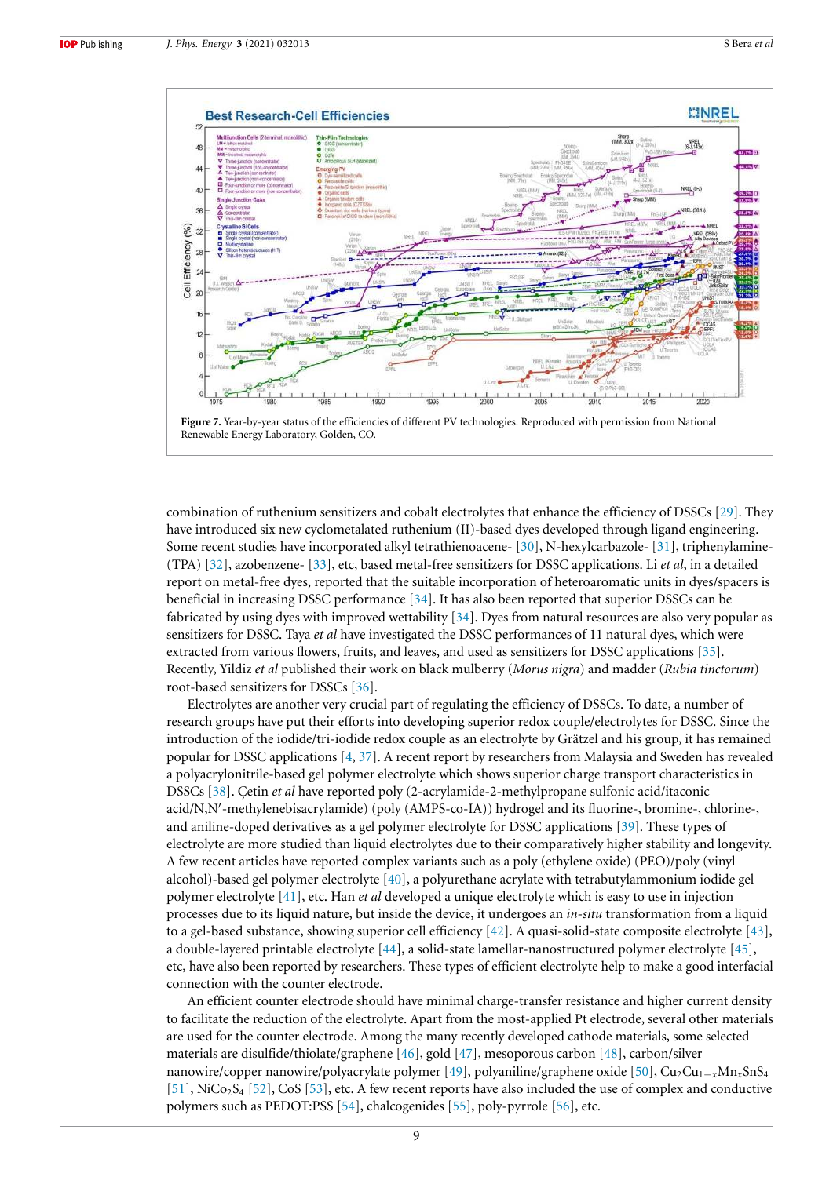Figure 7. Year-by-year status of the efficiencies of different PV technologies. Reproduced with permission from National Renewable Energy Laboratory, Golden, CO.

combination of ruthenium sensitizers and cobalt electrolytes that enhance the efficiency of DSSCs [29]. They have introduced six new cyclometalated ruthenium (II)-based dyes developed through ligand engineering. Some recent studies have incorporated alkyl tetrathienoacene- [30], N-hexylcarbazole- [31], triphenylamine- (TPA) [32], azobenzene- [33], etc, based metal-free sensitizers for DSSC applications. Li *et al*, in a detailed report on metal-free dyes, reported that the suitable incorporation of heteroaromatic units in dyes/spacers is beneficial in increasing DSSC performance [34]. It has also been reported that superior DSSCs can be fabricated by using dyes with improved wettability [34]. Dyes from natural resources are also very popular as sensitizers for DSSC. Taya *et al* have investigated the DSSC performances of 11 natural dyes, which were extracted from various flowers, fruits, and leaves, and used as sensitizers for DSSC applications [35]. Recently, Yildiz *et al* published their work on black mulberry (*Morus nigra*) and madder (*Rubia tinctorum*) root-based sensitizers for DSSCs [36].

Electrolytes are another very crucial part of regulating the efficiency of DSSCs. To date, a number of research groups have put their efforts into developing superior redox couple/electrolytes for DSSC. Since the introduction of the iodide/tri-iodide redox couple as an electrolyte by Grätzel and his group, it has remained popular for DSSC applications [4, 37]. A recent report by researchers from Malaysia and Sweden has revealed a polyacrylonitrile-based gel polymer electrolyte which shows superior charge transport characteristics in DSSCs [38]. Çetin *et al* have reported poly (2-acrylamide-2-methylpropane sulfonic acid/itaconic acid/N,N′-methylenebisacrylamide) (poly (AMPS-co-IA)) hydrogel and its fluorine-, bromine-, chlorine-, and aniline-doped derivatives as a gel polymer electrolyte for DSSC applications [39]. These types of electrolyte are more studied than liquid electrolytes due to their comparatively higher stability and longevity. A few recent articles have reported complex variants such as a poly (ethylene oxide) (PEO)/poly (vinyl alcohol)-based gel polymer electrolyte [40], a polyurethane acrylate with tetrabutylammonium iodide gel polymer electrolyte [41], etc. Han *et al* developed a unique electrolyte which is easy to use in injection processes due to its liquid nature, but inside the device, it undergoes an *in-situ* transformation from a liquid to a gel-based substance, showing superior cell efficiency [42]. A quasi-solid-state composite electrolyte [43], a double-layered printable electrolyte [44], a solid-state lamellar-nanostructured polymer electrolyte [45], etc, have also been reported by researchers. These types of efficient electrolyte help to make a good interfacial connection with the counter electrode.

An efficient counter electrode should have minimal charge-transfer resistance and higher current density to facilitate the reduction of the electrolyte. Apart from the most-applied Pt electrode, several other materials are used for the counter electrode. Among the many recently developed cathode materials, some selected materials are disulfide/thiolate/graphene [46], gold [47], mesoporous carbon [48], carbon/silver nanowire/copper nanowire/polyacrylate polymer [49], polyaniline/graphene oxide [50], $Cu_2Cu_{1-x}Mn_xSnS_4$ [51], $NiCo_2S_4$ [52], CoS [53], etc. A few recent reports have also included the use of complex and conductive polymers such as PEDOT:PSS [54], chalcogenides [55], poly-pyrrole [56], etc.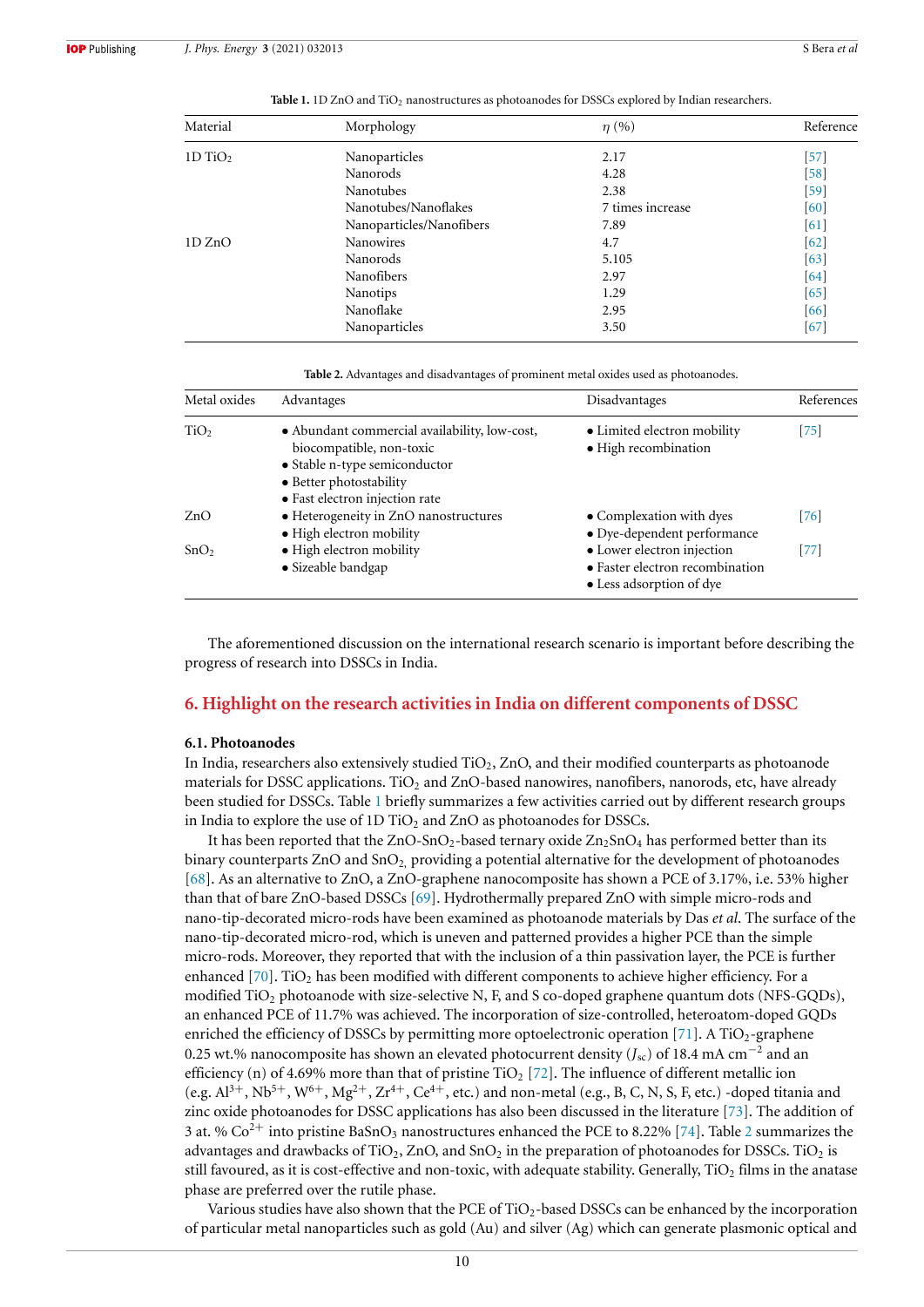**Table 1.** 1D ZnO and $TiO_2$ nanostructures as photoanodes for DSSCs explored by Indian researchers.

| Material | Morphology | $\eta$ (%) | Reference |
|---|---|---|---|
| 1D $TiO_2$ | Nanoparticles | 2.17 | [57] |
| | Nanorods | 4.28 | [58] |
| | Nanotubes | 2.38 | [59] |
| | Nanotubes/Nanoflakes | 7 times increase | [60] |
| | Nanoparticles/Nanofibers | 7.89 | [61] |
| 1D ZnO | Nanowires | 4.7 | [62] |
| | Nanorods | 5.105 | [63] |
| | Nanofibers | 2.97 | [64] |
| | Nanotips | 1.29 | [65] |
| | Nanoflake | 2.95 | [66] |
| | Nanoparticles | 3.50 | [67] |

**Table 2.** Advantages and disadvantages of prominent metal oxides used as photoanodes.

| Metal oxides | Advantages | Disadvantages | References |
|---|---|---|---|
| $TiO_2$ | • Abundant commercial availability, low-cost, biocompatible, non-toxic<br>• Stable n-type semiconductor<br>• Better photostability<br>• Fast electron injection rate | • Limited electron mobility<br>• High recombination | [75] |
| ZnO | • Heterogeneity in ZnO nanostructures<br>• High electron mobility | • Complexation with dyes<br>• Dye-dependent performance | [76] |
| $SnO_2$ | • High electron mobility<br>• Sizeable bandgap | • Lower electron injection<br>• Faster electron recombination<br>• Less adsorption of dye | [77] |

The aforementioned discussion on the international research scenario is important before describing the progress of research into DSSCs in India.

## 6. Highlight on the research activities in India on different components of DSSC

### 6.1. Photoanodes

In India, researchers also extensively studied $TiO_2$, ZnO, and their modified counterparts as photoanode materials for DSSC applications. $TiO_2$ and ZnO-based nanowires, nanofibers, nanorods, etc, have already been studied for DSSCs. Table 1 briefly summarizes a few activities carried out by different research groups in India to explore the use of 1D $TiO_2$ and ZnO as photoanodes for DSSCs.

It has been reported that the ZnO-$SnO_2$-based ternary oxide $Zn_2SnO_4$ has performed better than its binary counterparts ZnO and $SnO_2$, providing a potential alternative for the development of photoanodes [68]. As an alternative to ZnO, a ZnO-graphene nanocomposite has shown a PCE of 3.17%, i.e. 53% higher than that of bare ZnO-based DSSCs [69]. Hydrothermally prepared ZnO with simple micro-rods and nano-tip-decorated micro-rods have been examined as photoanode materials by Das *et al*. The surface of the nano-tip-decorated micro-rod, which is uneven and patterned provides a higher PCE than the simple micro-rods. Moreover, they reported that with the inclusion of a thin passivation layer, the PCE is further enhanced [70]. $TiO_2$ has been modified with different components to achieve higher efficiency. For a modified $TiO_2$ photoanode with size-selective N, F, and S co-doped graphene quantum dots (NFS-GQDs), an enhanced PCE of 11.7% was achieved. The incorporation of size-controlled, heteroatom-doped GQDs enriched the efficiency of DSSCs by permitting more optoelectronic operation [71]. A $TiO_2$-graphene 0.25 wt.% nanocomposite has shown an elevated photocurrent density ($J_{sc}$) of 18.4 mA $cm^{-2}$ and an efficiency (n) of 4.69% more than that of pristine $TiO_2$ [72]. The influence of different metallic ion (e.g. $Al^{3+}$, $Nb^{5+}$, $W^{6+}$, $Mg^{2+}$, $Zr^{4+}$, $Ce^{4+}$, etc.) and non-metal (e.g., B, C, N, S, F, etc.) -doped titania and zinc oxide photoanodes for DSSC applications has also been discussed in the literature [73]. The addition of 3 at. % $Co^{2+}$ into pristine $BaSnO_3$ nanostructures enhanced the PCE to 8.22% [74]. Table 2 summarizes the advantages and drawbacks of $TiO_2$, ZnO, and $SnO_2$ in the preparation of photoanodes for DSSCs. $TiO_2$ is still favoured, as it is cost-effective and non-toxic, with adequate stability. Generally, $TiO_2$ films in the anatase phase are preferred over the rutile phase.

Various studies have also shown that the PCE of $TiO_2$-based DSSCs can be enhanced by the incorporation of particular metal nanoparticles such as gold (Au) and silver (Ag) which can generate plasmonic optical and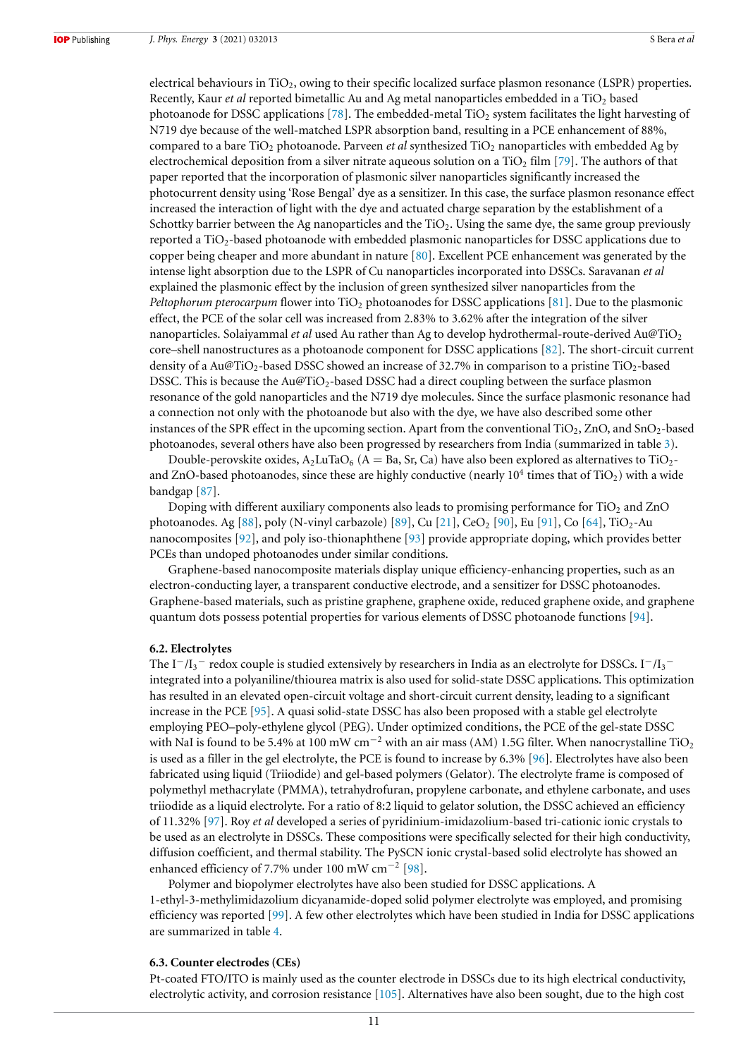electrical behaviours in $TiO_2$, owing to their specific localized surface plasmon resonance (LSPR) properties. Recently, Kaur *et al* reported bimetallic Au and Ag metal nanoparticles embedded in a $TiO_2$ based photoanode for DSSC applications [78]. The embedded-metal $TiO_2$ system facilitates the light harvesting of N719 dye because of the well-matched LSPR absorption band, resulting in a PCE enhancement of 88%, compared to a bare $TiO_2$ photoanode. Parveen *et al* synthesized $TiO_2$ nanoparticles with embedded Ag by electrochemical deposition from a silver nitrate aqueous solution on a $TiO_2$ film [79]. The authors of that paper reported that the incorporation of plasmonic silver nanoparticles significantly increased the photocurrent density using 'Rose Bengal' dye as a sensitizer. In this case, the surface plasmon resonance effect increased the interaction of light with the dye and actuated charge separation by the establishment of a Schottky barrier between the Ag nanoparticles and the $TiO_2$. Using the same dye, the same group previously reported a $TiO_2$-based photoanode with embedded plasmonic nanoparticles for DSSC applications due to copper being cheaper and more abundant in nature [80]. Excellent PCE enhancement was generated by the intense light absorption due to the LSPR of Cu nanoparticles incorporated into DSSCs. Saravanan *et al* explained the plasmonic effect by the inclusion of green synthesized silver nanoparticles from the *Peltophorum pterocarpum* flower into $TiO_2$ photoanodes for DSSC applications [81]. Due to the plasmonic effect, the PCE of the solar cell was increased from 2.83% to 3.62% after the integration of the silver nanoparticles. Solaiyammal *et al* used Au rather than Ag to develop hydrothermal-route-derived Au@$TiO_2$ core–shell nanostructures as a photoanode component for DSSC applications [82]. The short-circuit current density of a Au@$TiO_2$-based DSSC showed an increase of 32.7% in comparison to a pristine $TiO_2$-based DSSC. This is because the Au@$TiO_2$-based DSSC had a direct coupling between the surface plasmon resonance of the gold nanoparticles and the N719 dye molecules. Since the surface plasmonic resonance had a connection not only with the photoanode but also with the dye, we have also described some other instances of the SPR effect in the upcoming section. Apart from the conventional $TiO_2$, ZnO, and $SnO_2$-based photoanodes, several others have also been progressed by researchers from India (summarized in table 3).

Double-perovskite oxides, $A_2LuTaO_6$ (A = Ba, Sr, Ca) have also been explored as alternatives to $TiO_2$- and ZnO-based photoanodes, since these are highly conductive (nearly $10^4$ times that of $TiO_2$) with a wide bandgap [87].

Doping with different auxiliary components also leads to promising performance for $TiO_2$ and ZnO photoanodes. Ag [88], poly (N-vinyl carbazole) [89], Cu [21], $CeO_2$ [90], Eu [91], Co [64], $TiO_2$-Au nanocomposites [92], and poly iso-thionaphthene [93] provide appropriate doping, which provides better PCEs than undoped photoanodes under similar conditions.

Graphene-based nanocomposite materials display unique efficiency-enhancing properties, such as an electron-conducting layer, a transparent conductive electrode, and a sensitizer for DSSC photoanodes. Graphene-based materials, such as pristine graphene, graphene oxide, reduced graphene oxide, and graphene quantum dots possess potential properties for various elements of DSSC photoanode functions [94].

### 6.2. Electrolytes

The $I^-/I_3^-$ redox couple is studied extensively by researchers in India as an electrolyte for DSSCs. $I^-/I_3^-$ integrated into a polyaniline/thiourea matrix is also used for solid-state DSSC applications. This optimization has resulted in an elevated open-circuit voltage and short-circuit current density, leading to a significant increase in the PCE [95]. A quasi solid-state DSSC has also been proposed with a stable gel electrolyte employing PEO–poly-ethylene glycol (PEG). Under optimized conditions, the PCE of the gel-state DSSC with NaI is found to be 5.4% at 100 mW $cm^{-2}$ with an air mass (AM) 1.5G filter. When nanocrystalline $TiO_2$ is used as a filler in the gel electrolyte, the PCE is found to increase by 6.3% [96]. Electrolytes have also been fabricated using liquid (Triiodide) and gel-based polymers (Gelator). The electrolyte frame is composed of polymethyl methacrylate (PMMA), tetrahydrofuran, propylene carbonate, and ethylene carbonate, and uses triiodide as a liquid electrolyte. For a ratio of 8:2 liquid to gelator solution, the DSSC achieved an efficiency of 11.32% [97]. Roy *et al* developed a series of pyridinium-imidazolium-based tri-cationic ionic crystals to be used as an electrolyte in DSSCs. These compositions were specifically selected for their high conductivity, diffusion coefficient, and thermal stability. The PySCN ionic crystal-based solid electrolyte has showed an enhanced efficiency of 7.7% under 100 mW $cm^{-2}$ [98].

Polymer and biopolymer electrolytes have also been studied for DSSC applications. A 1-ethyl-3-methylimidazolium dicyanamide-doped solid polymer electrolyte was employed, and promising efficiency was reported [99]. A few other electrolytes which have been studied in India for DSSC applications are summarized in table 4.

### 6.3. Counter electrodes (CEs)

Pt-coated FTO/ITO is mainly used as the counter electrode in DSSCs due to its high electrical conductivity, electrolytic activity, and corrosion resistance [105]. Alternatives have also been sought, due to the high cost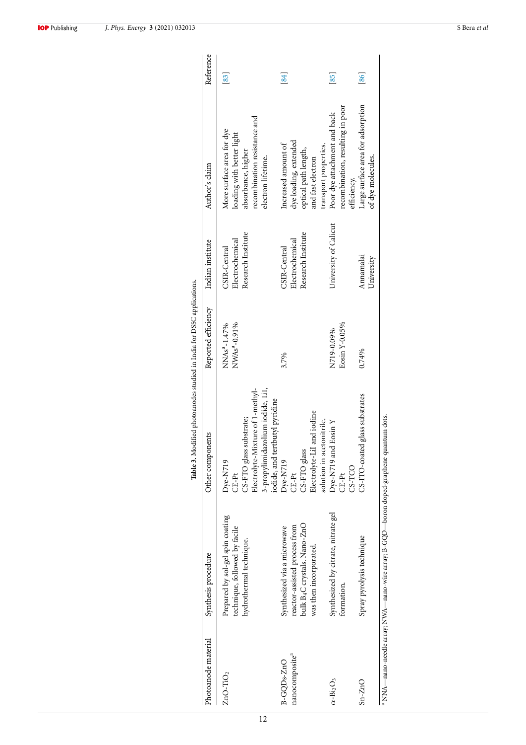**Table 3.** Modified photoanodes studied in India for DSSC applications.

| Photoanode material | Synthesis procedure | Other components | Reported efficiency | Indian institute | Author's claim | Reference |
|---|---|---|---|---|---|---|
| $ZnO$-$TiO_2$ | Prepared by sol-gel spin coating technique, followed by facile hydrothermal technique. | Dye-N719<br>CE-Pt<br>CS-FTO glass substrate;<br>Electrolyte-Mixture of 1-methyl-3-propylimidazolium iodide, LiI, iodide, and tertbutyl pyridine | NNAs[a]-1.47%<br>NWAs[a]-0.91% | CSIR-Central Electrochemical Research Institute | More surface area for dye loading with better light absorbance, higher recombination resistance and electron lifetime. | [83] |
| B-GQDs-ZnO nanocomposite[a] | Synthesized via a microwave reactor-assisted process from bulk $B_4C$ crystals. Nano-ZnO was then incorporated. | Dye-N719<br>CE-Pt<br>CS-FTO glass<br>Electrolyte-LiI and iodine solution in acetonitrile. | 3.7% | CSIR-Central Electrochemical Research Institute | Increased amount of dye loading, extended optical path length, and fast electron transport properties. | [84] |
| $\alpha$-$Bi_2O_3$ | Synthesized by citrate, nitrate gel formation. | Dye-N719 and Eosin Y<br>CE-Pt<br>CS-TCO | N719-0.09%<br>Eosin Y-0.05% | University of Calicut | Poor dye attachment and back recombination, resulting in poor efficiency. | [85] |
| Sn-ZnO | Spray pyrolysis technique | CS-ITO-coated glass substrates | 0.74% | Annamalai University | Large surface area for adsorption of dye molecules. | [86] |

[a] NNA—nano-needle array; NWA—nano-wire array; B-GQD—boron doped-graphene quantum dots.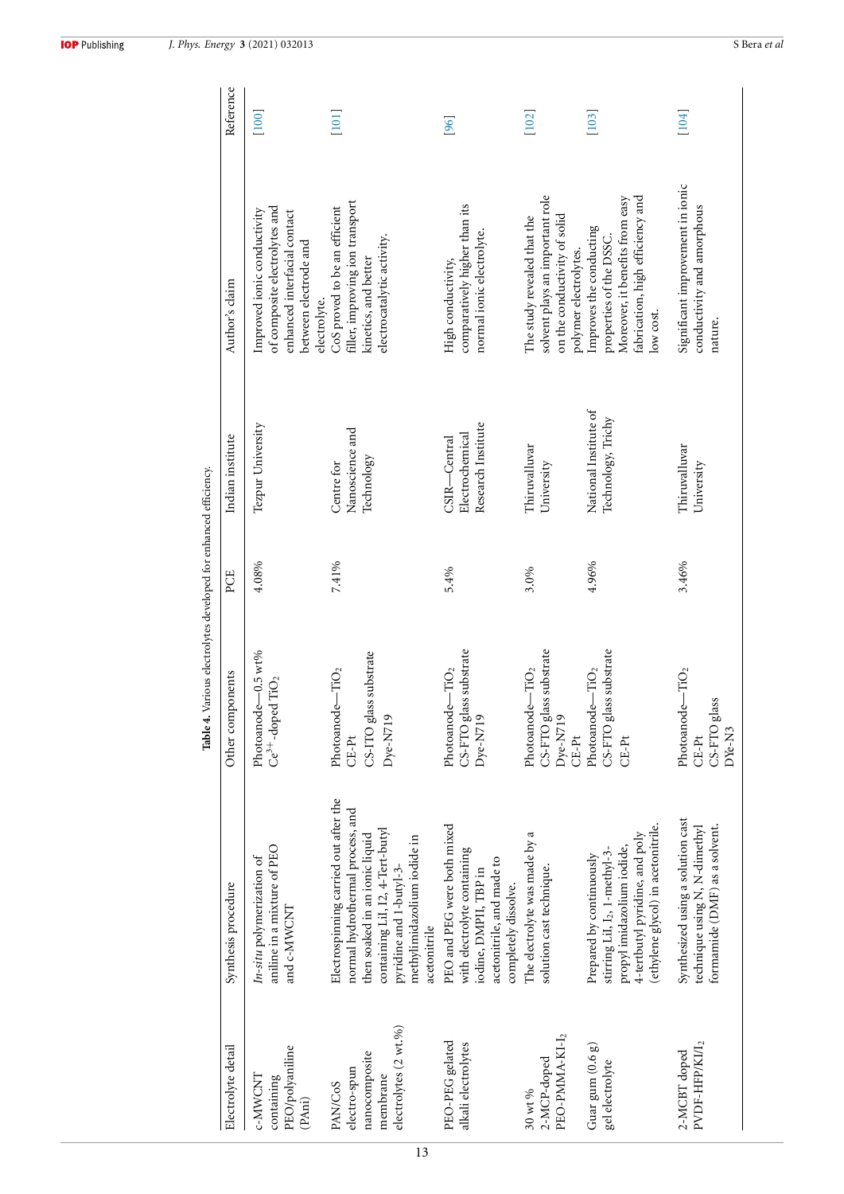**Table 4.** Various electrolytes developed for enhanced efficiency.

| Electrolyte detail | Synthesis procedure | Other components | PCE | Indian institute | Author's claim | Reference |
|---|---|---|---|---|---|---|
| c-MWCNT containing PEO/polyaniline (PAni) | *In-situ* polymerization of aniline in a mixture of PEO and c-MWCNT | Photoanode—0.5 wt% $Ce^{3+}$-doped $TiO_2$ | 4.08% | Tezpur University | Improved ionic conductivity of composite electrolytes and enhanced interfacial contact between electrode and electrolyte. | [100] |
| PAN/CoS electro-spun nanocomposite membrane electrolytes (2 wt.%) | Electrospinning carried out after the normal hydrothermal process, and then soaked in an ionic liquid containing LiI, I2, 4-Tert-butyl pyridine and 1-butyl-3-methylimidazolium iodide in acetonitrile | Photoanode—$TiO_2$ CE-Pt CS-ITO glass substrate Dye-N719 | 7.41% | Centre for Nanoscience and Technology | CoS proved to be an efficient filler, improving ion transport kinetics, and better electrocatalytic activity. | [101] |
| PEO-PEG gelated alkali electrolytes | PEO and PEG were both mixed with electrolyte containing iodine, DMPII, TBP in acetonitrile, and made to completely dissolve. | Photoanode—$TiO_2$ CS-FTO glass substrate Dye-N719 | 5.4% | CSIR—Central Electrochemical Research Institute | High conductivity, comparatively higher than its normal ionic electrolyte. | [96] |
| 30 wt% 2-MCP-doped PEO-PMMA-KI-$I_2$ | The electrolyte was made by a solution cast technique. | Photoanode—$TiO_2$ CS-FTO glass substrate Dye-N719 CE-Pt | 3.0% | Thiruvalluvar University | The study revealed that the solvent plays an important role on the conductivity of solid polymer electrolytes. | [102] |
| Guar gum (0.6 g) gel electrolyte | Prepared by continuously stirring LiI, $I_2$, 1-methyl-3-propyl imidazolium iodide, 4-tertbutyl pyridine, and poly (ethylene glycol) in acetonitrile. | Photoanode—$TiO_2$ CS-FTO glass substrate CE-Pt | 4.96% | National Institute of Technology, Trichy | Improves the conducting properties of the DSSC. Moreover, it benefits from easy fabrication, high efficiency and low cost. | [103] |
| 2-MCBT doped PVDF-HFP/KI/$I_2$ | Synthesized using a solution cast technique using N, N-dimethyl formamide (DMF) as a solvent. | Photoanode—$TiO_2$ CE-Pt CS-FTO glass DYe-N3 | 3.46% | Thiruvalluvar University | Significant improvement in ionic conductivity and amorphous nature. | [104] |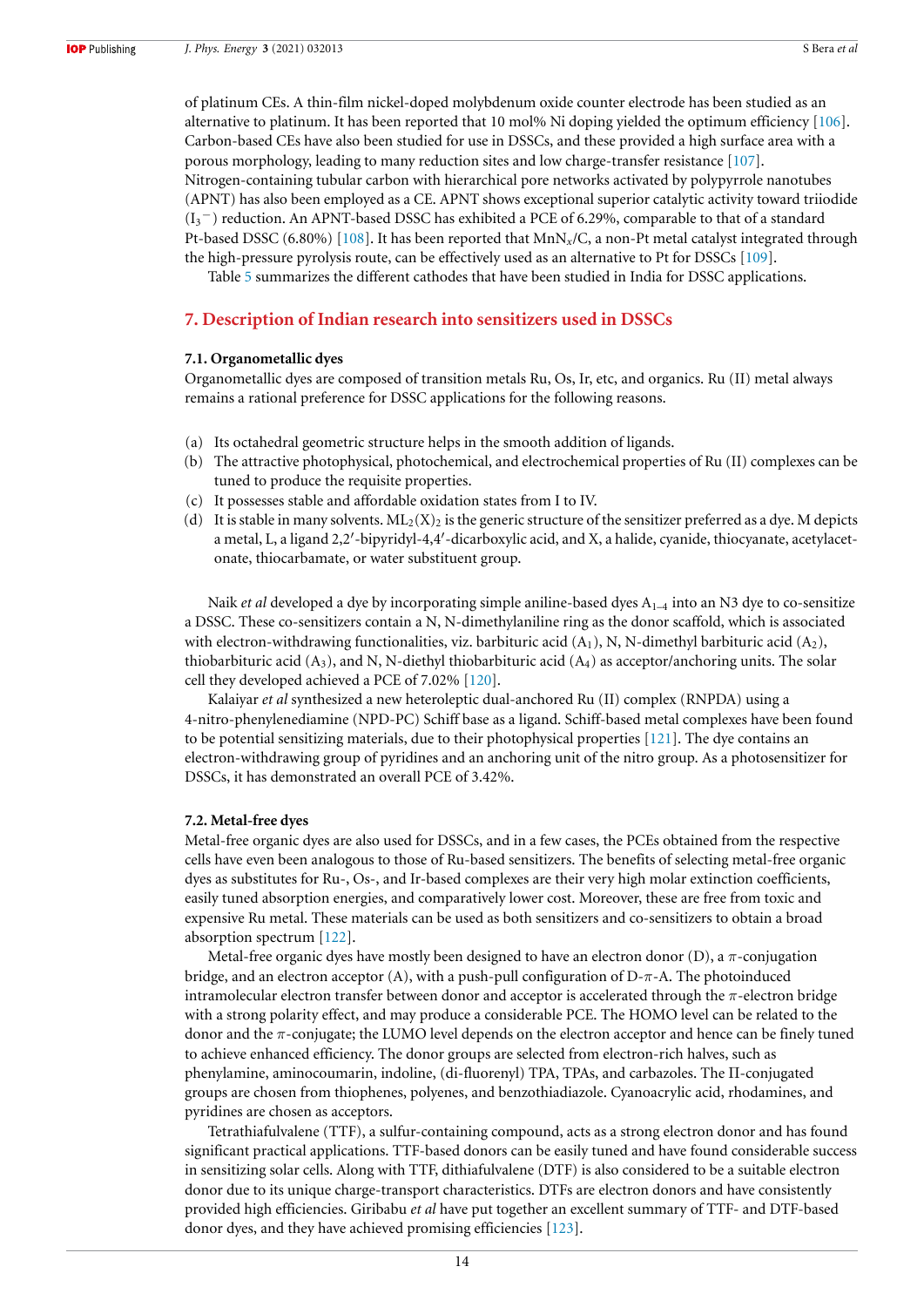of platinum CEs. A thin-film nickel-doped molybdenum oxide counter electrode has been studied as an alternative to platinum. It has been reported that 10 mol% Ni doping yielded the optimum efficiency [106]. Carbon-based CEs have also been studied for use in DSSCs, and these provided a high surface area with a porous morphology, leading to many reduction sites and low charge-transfer resistance [107]. Nitrogen-containing tubular carbon with hierarchical pore networks activated by polypyrrole nanotubes (APNT) has also been employed as a CE. APNT shows exceptional superior catalytic activity toward triiodide ($I_3^-$) reduction. An APNT-based DSSC has exhibited a PCE of 6.29%, comparable to that of a standard Pt-based DSSC (6.80%) [108]. It has been reported that $MnN_x/C$, a non-Pt metal catalyst integrated through the high-pressure pyrolysis route, can be effectively used as an alternative to Pt for DSSCs [109].

Table 5 summarizes the different cathodes that have been studied in India for DSSC applications.

## 7. Description of Indian research into sensitizers used in DSSCs

### 7.1. Organometallic dyes

Organometallic dyes are composed of transition metals Ru, Os, Ir, etc, and organics. Ru (II) metal always remains a rational preference for DSSC applications for the following reasons.

(a) Its octahedral geometric structure helps in the smooth addition of ligands.
(b) The attractive photophysical, photochemical, and electrochemical properties of Ru (II) complexes can be tuned to produce the requisite properties.
(c) It possesses stable and affordable oxidation states from I to IV.
(d) It is stable in many solvents. $ML_2(X)_2$ is the generic structure of the sensitizer preferred as a dye. M depicts a metal, L, a ligand 2,2′-bipyridyl-4,4′-dicarboxylic acid, and X, a halide, cyanide, thiocyanate, acetylacetonate, thiocarbamate, or water substituent group.

Naik *et al* developed a dye by incorporating simple aniline-based dyes $A_{1\text{–}4}$ into an N3 dye to co-sensitize a DSSC. These co-sensitizers contain a N, N-dimethylaniline ring as the donor scaffold, which is associated with electron-withdrawing functionalities, viz. barbituric acid ($A_1$), N, N-dimethyl barbituric acid ($A_2$), thiobarbituric acid ($A_3$), and N, N-diethyl thiobarbituric acid ($A_4$) as acceptor/anchoring units. The solar cell they developed achieved a PCE of 7.02% [120].

Kalaiyar *et al* synthesized a new heteroleptic dual-anchored Ru (II) complex (RNPDA) using a 4-nitro-phenylenediamine (NPD-PC) Schiff base as a ligand. Schiff-based metal complexes have been found to be potential sensitizing materials, due to their photophysical properties [121]. The dye contains an electron-withdrawing group of pyridines and an anchoring unit of the nitro group. As a photosensitizer for DSSCs, it has demonstrated an overall PCE of 3.42%.

### 7.2. Metal-free dyes

Metal-free organic dyes are also used for DSSCs, and in a few cases, the PCEs obtained from the respective cells have even been analogous to those of Ru-based sensitizers. The benefits of selecting metal-free organic dyes as substitutes for Ru-, Os-, and Ir-based complexes are their very high molar extinction coefficients, easily tuned absorption energies, and comparatively lower cost. Moreover, these are free from toxic and expensive Ru metal. These materials can be used as both sensitizers and co-sensitizers to obtain a broad absorption spectrum [122].

Metal-free organic dyes have mostly been designed to have an electron donor (D), a $\pi$-conjugation bridge, and an electron acceptor (A), with a push-pull configuration of D-$\pi$-A. The photoinduced intramolecular electron transfer between donor and acceptor is accelerated through the $\pi$-electron bridge with a strong polarity effect, and may produce a considerable PCE. The HOMO level can be related to the donor and the $\pi$-conjugate; the LUMO level depends on the electron acceptor and hence can be finely tuned to achieve enhanced efficiency. The donor groups are selected from electron-rich halves, such as phenylamine, aminocoumarin, indoline, (di-fluorenyl) TPA, TPAs, and carbazoles. The $\Pi$-conjugated groups are chosen from thiophenes, polyenes, and benzothiadiazole. Cyanoacrylic acid, rhodamines, and pyridines are chosen as acceptors.

Tetrathiafulvalene (TTF), a sulfur-containing compound, acts as a strong electron donor and has found significant practical applications. TTF-based donors can be easily tuned and have found considerable success in sensitizing solar cells. Along with TTF, dithiafulvalene (DTF) is also considered to be a suitable electron donor due to its unique charge-transport characteristics. DTFs are electron donors and have consistently provided high efficiencies. Giribabu *et al* have put together an excellent summary of TTF- and DTF-based donor dyes, and they have achieved promising efficiencies [123].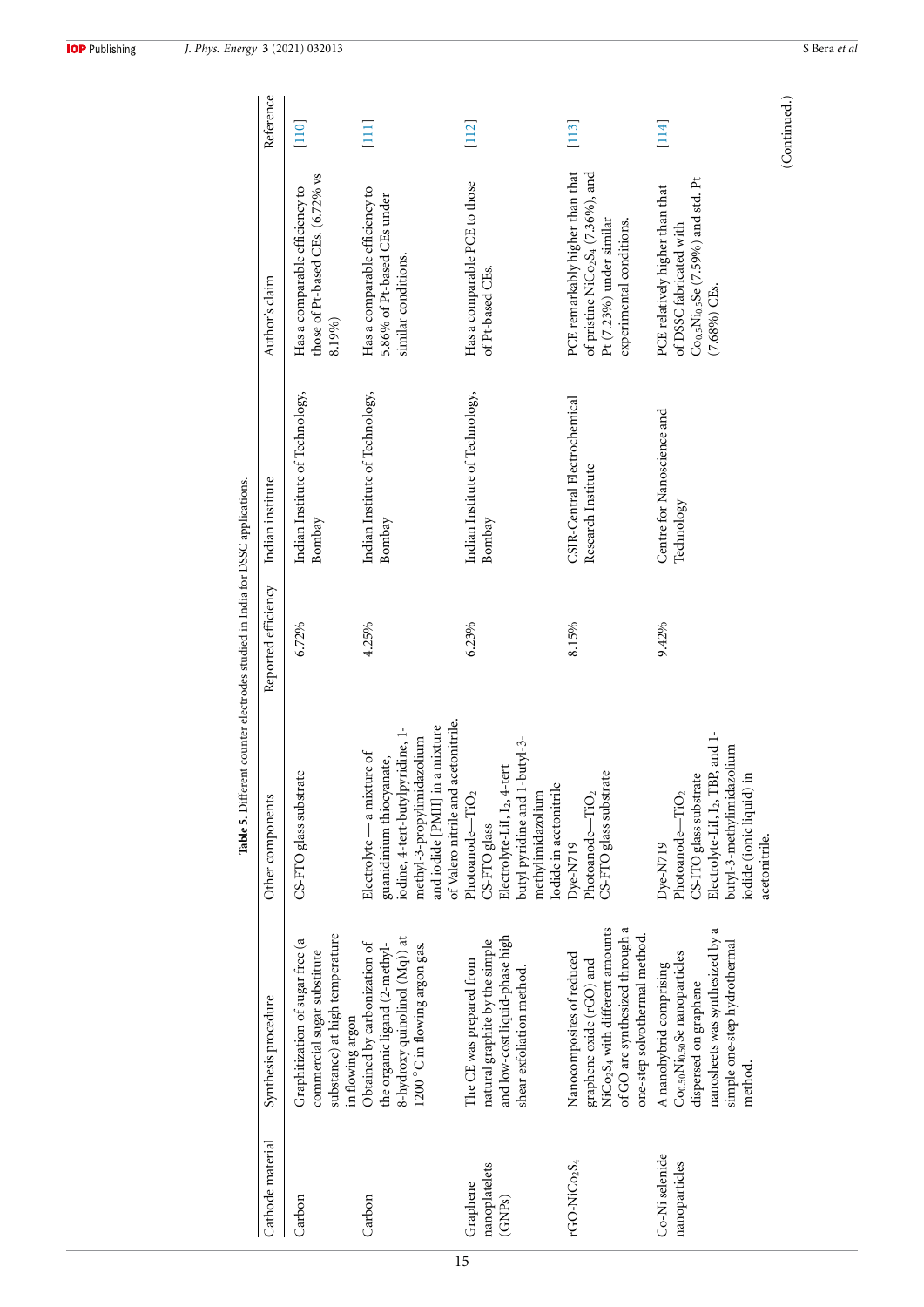**Table 5.** Different counter electrodes studied in India for DSSC applications.

| Cathode material | Synthesis procedure | Other components | Reported efficiency | Indian institute | Author's claim | Reference |
|---|---|---|---|---|---|---|
| Carbon | Graphitization of sugar free (a commercial sugar substitute substance) at high temperature in flowing argon | CS-FTO glass substrate | 6.72% | Indian Institute of Technology, Bombay | Has a comparable efficiency to those of Pt-based CEs. (6.72% vs 8.19%) | [110] |
| Carbon | Obtained by carbonization of the organic ligand (2-methyl-8-hydroxy quinolinol (Mq)) at 1200 °C in flowing argon gas. | Electrolyte — a mixture of guanidinium thiocyanate, iodine, 4-tert-butylpyridine, 1-methyl-3-propylimidazolium and iodide [PMII] in a mixture of Valero nitrile and acetonitrile. | 4.25% | Indian Institute of Technology, Bombay | Has a comparable efficiency to 5.86% of Pt-based CEs under similar conditions. | [111] |
| Graphene nanoplatelets (GNPs) | The CE was prepared from natural graphite by the simple and low-cost liquid-phase high shear exfoliation method. | Photoanode—$TiO_2$ CS-FTO glass Electrolyte-LiI, $I_2$, 4-tert butyl pyridine and 1-butyl-3-methylimidazolium Iodide in acetonitrile | 6.23% | Indian Institute of Technology, Bombay | Has a comparable PCE to those of Pt-based CEs. | [112] |
| rGO-$NiCo_2S_4$ | Nanocomposites of reduced graphene oxide (rGO) and $NiCo_2S_4$ with different amounts of GO are synthesized through a one-step solvothermal method. | Dye-N719 Photoanode—$TiO_2$ CS-FTO glass substrate | 8.15% | CSIR-Central Electrochemical Research Institute | PCE remarkably higher than that of pristine $NiCo_2S_4$ (7.36%), and Pt (7.23%) under similar experimental conditions. | [113] |
| Co-Ni selenide nanoparticles | A nanohybrid comprising $Co_{0.50}Ni_{0.50}Se$ nanoparticles dispersed on graphene nanosheets was synthesized by a simple one-step hydrothermal method. | Dye-N719 Photoanode—$TiO_2$ CS-ITO glass substrate Electrolyte-LiI, $I_2$, TBP, and 1-butyl-3-methylimidazolium iodide (ionic liquid) in acetonitrile. | 9.42% | Centre for Nanoscience and Technology | PCE relatively higher than that of DSSC fabricated with $Co_{0.5}Ni_{0.5}Se$ (7.59%) and std. Pt (7.68%) CEs. | [114] |

(Continued.)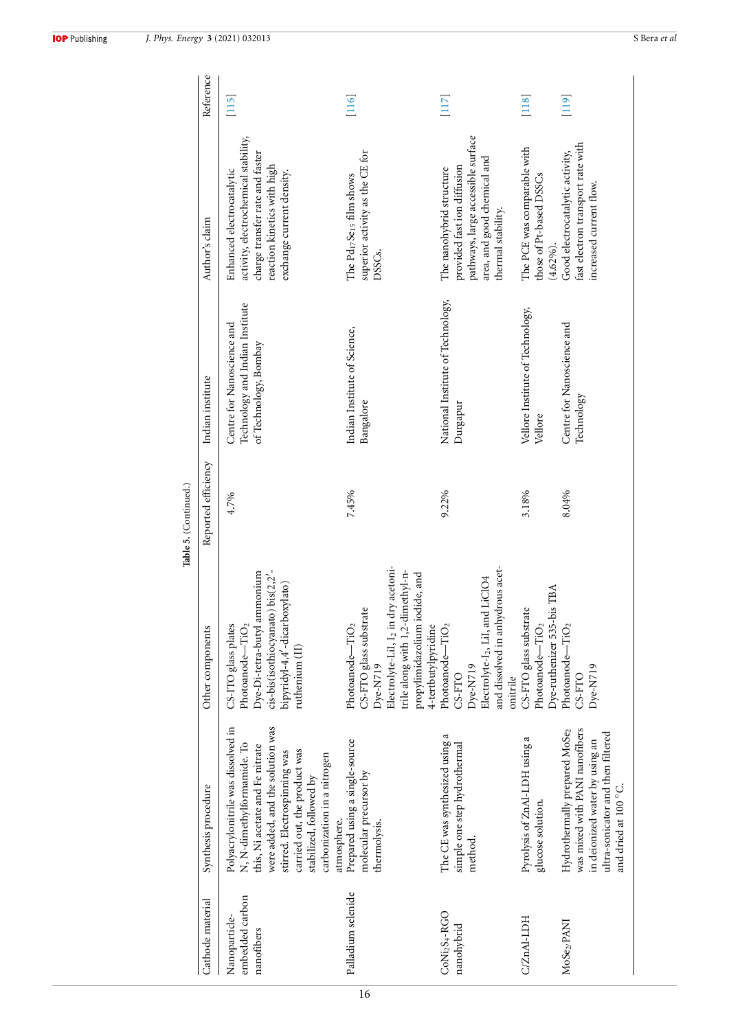**Table 5.** (Continued.)

| Cathode material | Synthesis procedure | Other components | Reported efficiency | Indian institute | Author's claim | Reference |
|---|---|---|---|---|---|---|
| Nanoparticle-embedded carbon nanofibers | Polyacrylonitrile was dissolved in N, N-dimethylformamide. To this, Ni acetate and Fe nitrate were added, and the solution was stirred. Electrospinning was carried out, the product was stabilized, followed by carbonization in a nitrogen atmosphere. | CS-ITO glass plates<br>Photoanode—$TiO_2$<br>Dye-Di-tetra-butyl ammonium cis-bis(isothiocyanato) bis(2,2′-bipyridyl-4,4′-dicarboxylato) ruthenium (II) | 4.7% | Centre for Nanoscience and Technology and Indian Institute of Technology, Bombay | Enhanced electrocatalytic activity, electrochemical stability, charge transfer rate and faster reaction kinetics with high exchange current density. | [115] |
| Palladium selenide | Prepared using a single-source molecular precursor by thermolysis. | Photoanode—$TiO_2$<br>CS-FTO glass substrate<br>Dye-N719<br>Electrolyte-LiI, $I_2$ in dry acetonitrile along with 1,2-dimethyl-n-propylimidazolium iodide, and 4-tertbutylpyridine | 7.45% | Indian Institute of Science, Bangalore | The $Pd_{17}Se_{15}$ film shows superior activity as the CE for DSSCs. | [116] |
| $CoNi_2S_4$-RGO nanohybrid | The CE was synthesized using a simple one step hydrothermal method. | Photoanode—$TiO_2$<br>CS-FTO<br>Dye-N719<br>Electrolyte-$I_2$, LiI, and $LiClO_4$ and dissolved in anhydrous acetonitrile | 9.22% | National Institute of Technology, Durgapur | The nanohybrid structure provided fast ion diffusion pathways, large accessible surface area, and good chemical and thermal stability. | [117] |
| C/ZnAl-LDH | Pyrolysis of ZnAl-LDH using a glucose solution. | CS-FTO glass substrate<br>Photoanode—$TiO_2$<br>Dye-ruthenizer 535-bis TBA | 3.18% | Vellore Institute of Technology, Vellore | The PCE was comparable with those of Pt-based DSSCs (4.62%). | [118] |
| $MoSe_2$/PANI | Hydrothermally prepared $MoSe_2$ was mixed with PANI nanofibers in deionized water by using an ultra-sonicator and then filtered and dried at 100 °C. | Photoanode—$TiO_2$<br>CS-FTO<br>Dye-N719 | 8.04% | Centre for Nanoscience and Technology | Good electrocatalytic activity, fast electron transport rate with increased current flow. | [119] |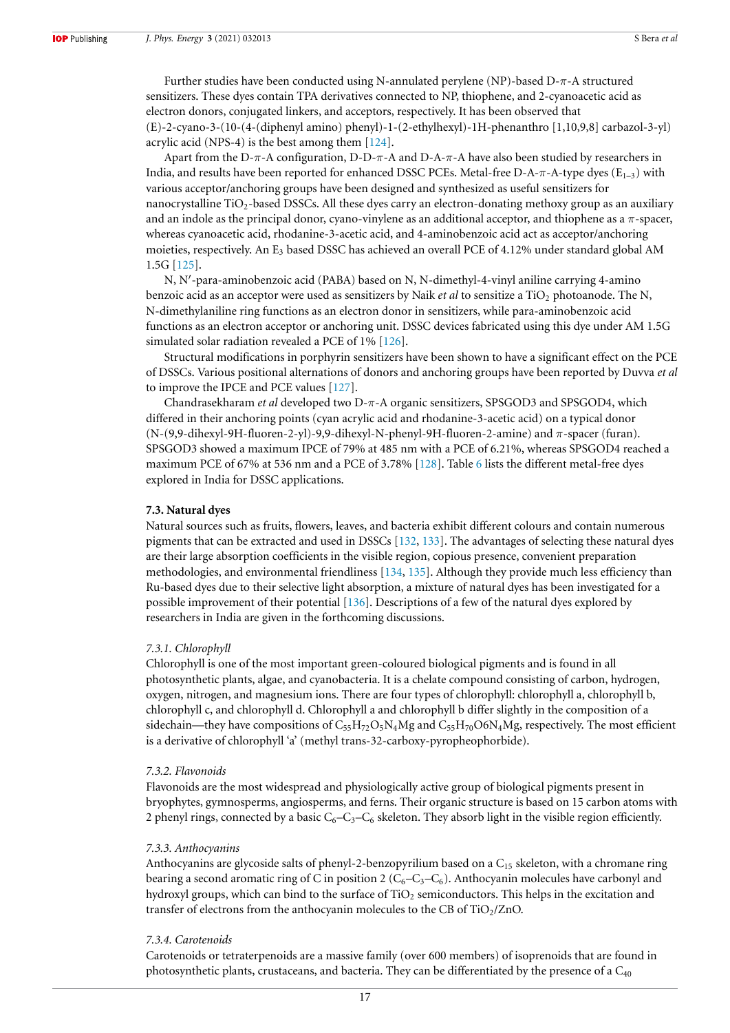Further studies have been conducted using N-annulated perylene (NP)-based D-π-A structured sensitizers. These dyes contain TPA derivatives connected to NP, thiophene, and 2-cyanoacetic acid as electron donors, conjugated linkers, and acceptors, respectively. It has been observed that (E)-2-cyano-3-(10-(4-(diphenyl amino) phenyl)-1-(2-ethylhexyl)-1H-phenanthro [1,10,9,8] carbazol-3-yl) acrylic acid (NPS-4) is the best among them [124].

Apart from the D-π-A configuration, D-D-π-A and D-A-π-A have also been studied by researchers in India, and results have been reported for enhanced DSSC PCEs. Metal-free D-A-π-A-type dyes ($E_{1-3}$) with various acceptor/anchoring groups have been designed and synthesized as useful sensitizers for nanocrystalline $TiO_2$-based DSSCs. All these dyes carry an electron-donating methoxy group as an auxiliary and an indole as the principal donor, cyano-vinylene as an additional acceptor, and thiophene as a π-spacer, whereas cyanoacetic acid, rhodanine-3-acetic acid, and 4-aminobenzoic acid act as acceptor/anchoring moieties, respectively. An $E_3$ based DSSC has achieved an overall PCE of 4.12% under standard global AM 1.5G [125].

N, N′-para-aminobenzoic acid (PABA) based on N, N-dimethyl-4-vinyl aniline carrying 4-amino benzoic acid as an acceptor were used as sensitizers by Naik *et al* to sensitize a $TiO_2$ photoanode. The N, N-dimethylaniline ring functions as an electron donor in sensitizers, while para-aminobenzoic acid functions as an electron acceptor or anchoring unit. DSSC devices fabricated using this dye under AM 1.5G simulated solar radiation revealed a PCE of 1% [126].

Structural modifications in porphyrin sensitizers have been shown to have a significant effect on the PCE of DSSCs. Various positional alternations of donors and anchoring groups have been reported by Duvva *et al* to improve the IPCE and PCE values [127].

Chandrasekharam *et al* developed two D-π-A organic sensitizers, SPSGOD3 and SPSGOD4, which differed in their anchoring points (cyan acrylic acid and rhodanine-3-acetic acid) on a typical donor (N-(9,9-dihexyl-9H-fluoren-2-yl)-9,9-dihexyl-N-phenyl-9H-fluoren-2-amine) and π-spacer (furan). SPSGOD3 showed a maximum IPCE of 79% at 485 nm with a PCE of 6.21%, whereas SPSGOD4 reached a maximum PCE of 67% at 536 nm and a PCE of 3.78% [128]. Table 6 lists the different metal-free dyes explored in India for DSSC applications.

### 7.3. Natural dyes

Natural sources such as fruits, flowers, leaves, and bacteria exhibit different colours and contain numerous pigments that can be extracted and used in DSSCs [132, 133]. The advantages of selecting these natural dyes are their large absorption coefficients in the visible region, copious presence, convenient preparation methodologies, and environmental friendliness [134, 135]. Although they provide much less efficiency than Ru-based dyes due to their selective light absorption, a mixture of natural dyes has been investigated for a possible improvement of their potential [136]. Descriptions of a few of the natural dyes explored by researchers in India are given in the forthcoming discussions.

#### *7.3.1. Chlorophyll*

Chlorophyll is one of the most important green-coloured biological pigments and is found in all photosynthetic plants, algae, and cyanobacteria. It is a chelate compound consisting of carbon, hydrogen, oxygen, nitrogen, and magnesium ions. There are four types of chlorophyll: chlorophyll a, chlorophyll b, chlorophyll c, and chlorophyll d. Chlorophyll a and chlorophyll b differ slightly in the composition of a sidechain—they have compositions of $C_{55}H_{72}O_5N_4Mg$ and $C_{55}H_{70}O6N_4Mg$, respectively. The most efficient is a derivative of chlorophyll 'a' (methyl trans-32-carboxy-pyropheophorbide).

#### *7.3.2. Flavonoids*

Flavonoids are the most widespread and physiologically active group of biological pigments present in bryophytes, gymnosperms, angiosperms, and ferns. Their organic structure is based on 15 carbon atoms with 2 phenyl rings, connected by a basic $C_6$–$C_3$–$C_6$ skeleton. They absorb light in the visible region efficiently.

#### *7.3.3. Anthocyanins*

Anthocyanins are glycoside salts of phenyl-2-benzopyrilium based on a $C_{15}$ skeleton, with a chromane ring bearing a second aromatic ring of C in position 2 ($C_6$–$C_3$–$C_6$). Anthocyanin molecules have carbonyl and hydroxyl groups, which can bind to the surface of $TiO_2$ semiconductors. This helps in the excitation and transfer of electrons from the anthocyanin molecules to the CB of $TiO_2$/ZnO.

#### *7.3.4. Carotenoids*

Carotenoids or tetraterpenoids are a massive family (over 600 members) of isoprenoids that are found in photosynthetic plants, crustaceans, and bacteria. They can be differentiated by the presence of a $C_{40}$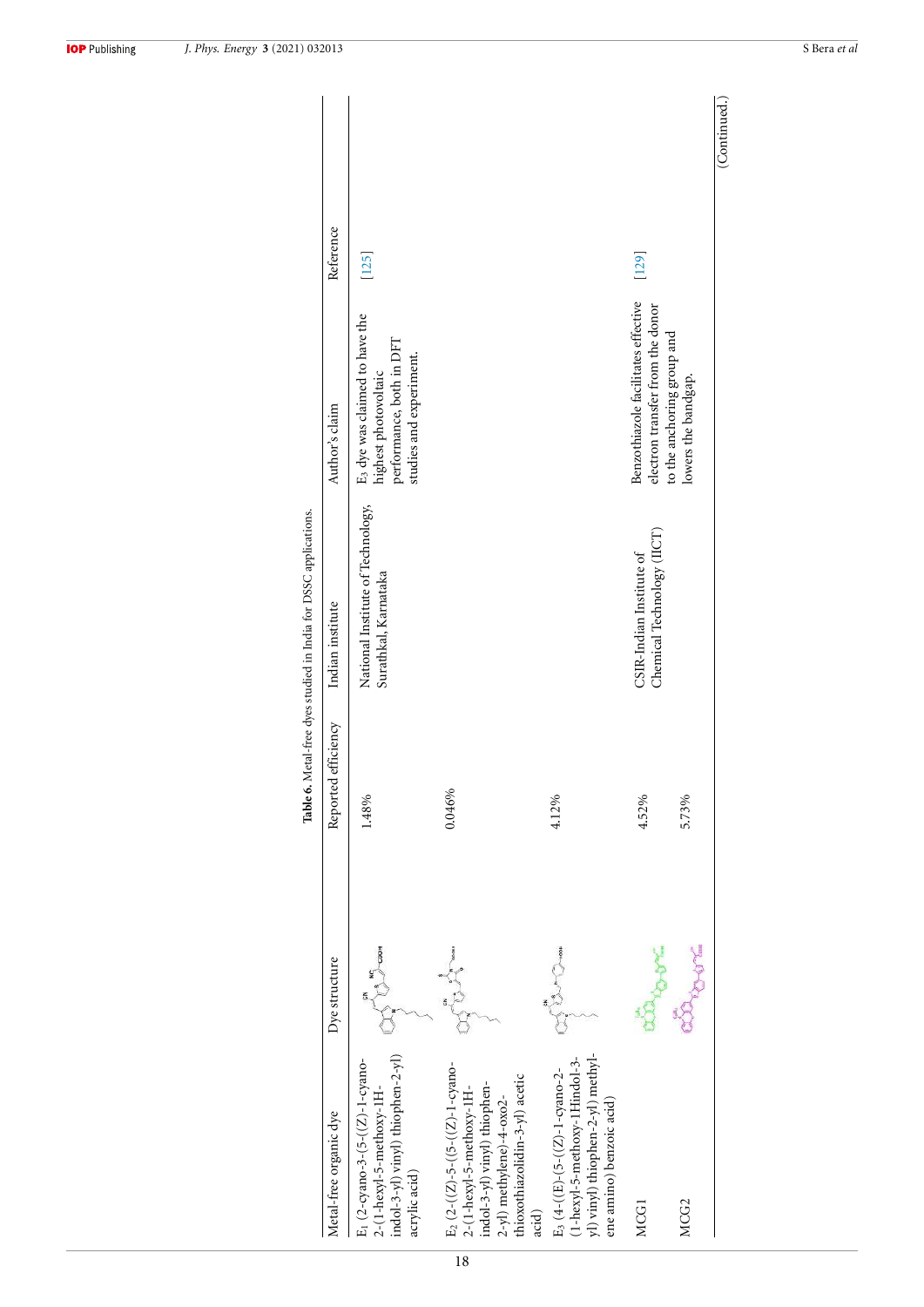**Table 6.** Metal-free dyes studied in India for DSSC applications.

| Metal-free organic dye | Dye structure | Reported efficiency | Indian institute | Author's claim | Reference |
|---|---|---|---|---|---|
| $E_1$ (2-cyano-3-(5-((Z)-1-cyano-2-(1-hexyl-5-methoxy-1H-indol-3-yl) vinyl) thiophen-2-yl) acrylic acid) | | 1.48% | National Institute of Technology, Surathkal, Karnataka | $E_3$ dye was claimed to have the highest photovoltaic performance, both in DFT studies and experiment. | [125] |
| $E_2$ (2-((Z)-5-((5-((Z)-1-cyano-2-(1-hexyl-5-methoxy-1H-indol-3-yl) vinyl) thiophen-2-yl) methylene)-4-oxo-2-thioxothiazolidin-3-yl) acetic acid) | | 0.046% | | | |
| $E_3$ (4-((E)-(5-((Z)-1-cyano-2-(1-hexyl-5-methoxy-1Hindol-3-yl) vinyl) thiophen-2-yl) methyl-ene amino) benzoic acid) | | 4.12% | | | |
| MCG1 | | 4.52% | CSIR-Indian Institute of Chemical Technology (IICT) | Benzothiazole facilitates effective electron transfer from the donor to the anchoring group and lowers the bandgap. | [129] |
| MCG2 | | 5.73% | | | |

(Continued.)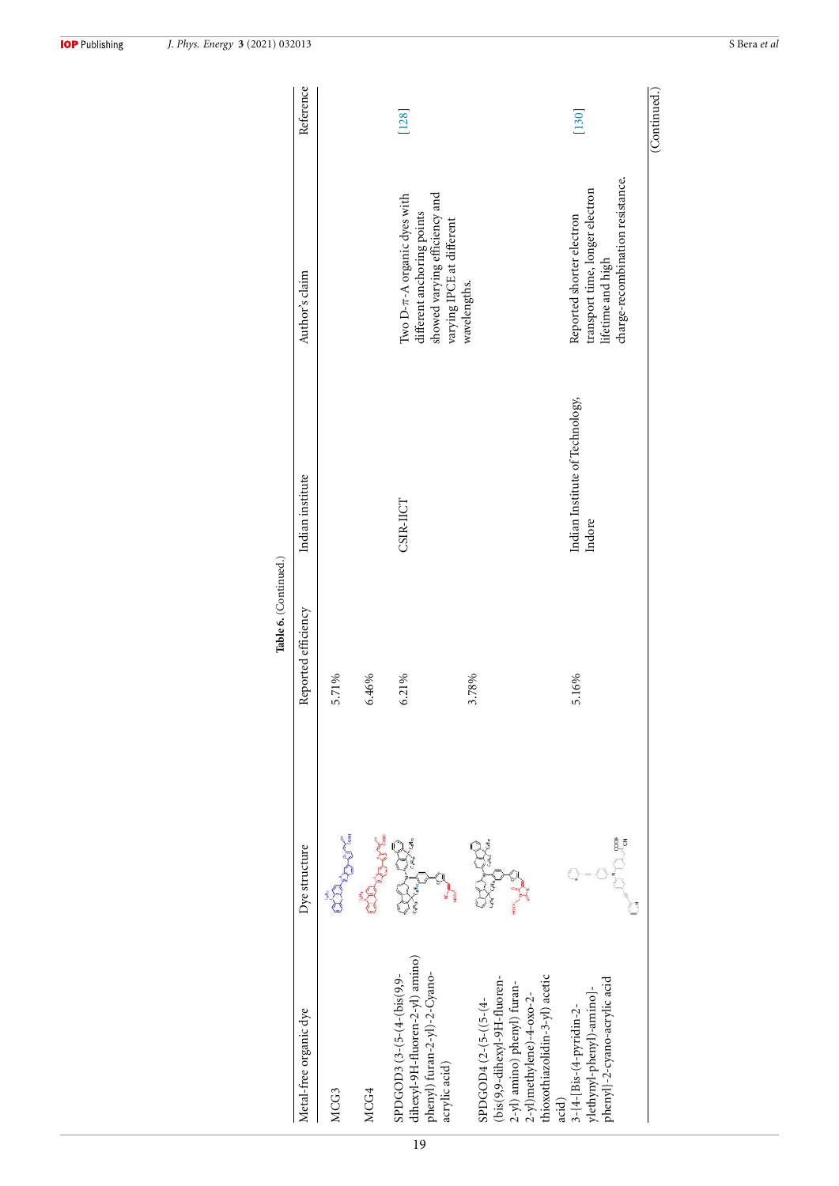**Table 6.** (Continued.)

| Metal-free organic dye | Dye structure | Reported efficiency | Indian institute | Author's claim | Reference |
|---|---|---|---|---|---|
| MCG3 | | 5.71% | | | |
| MCG4 | | 6.46% | | | |
| SPDGOD3 (3-(5-(4-(bis(9,9-dihexyl-9H-fluoren-2-yl) amino) phenyl) furan-2-yl)-2-Cyano-acrylic acid) | | 6.21% | CSIR-IICT | Two D-π-A organic dyes with different anchoring points showed varying efficiency and varying IPCE at different wavelengths. | [128] |
| SPDGOD4 (2-(5-((5-(4-(bis(9,9-dihexyl-9H-fluoren-2-yl) amino) phenyl) furan-2-yl)methylene)-4-oxo-2-thioxothiazolidin-3-yl) acetic acid) | | 3.78% | | | |
| 3-{4-[Bis-(4-pyridin-2-ylethynyl-phenyl)-amino]-phenyl}-2-cyano-acrylic acid | | 5.16% | Indian Institute of Technology, Indore | Reported shorter electron transport time, longer electron lifetime and high charge-recombination resistance. | [130] |

(Continued.)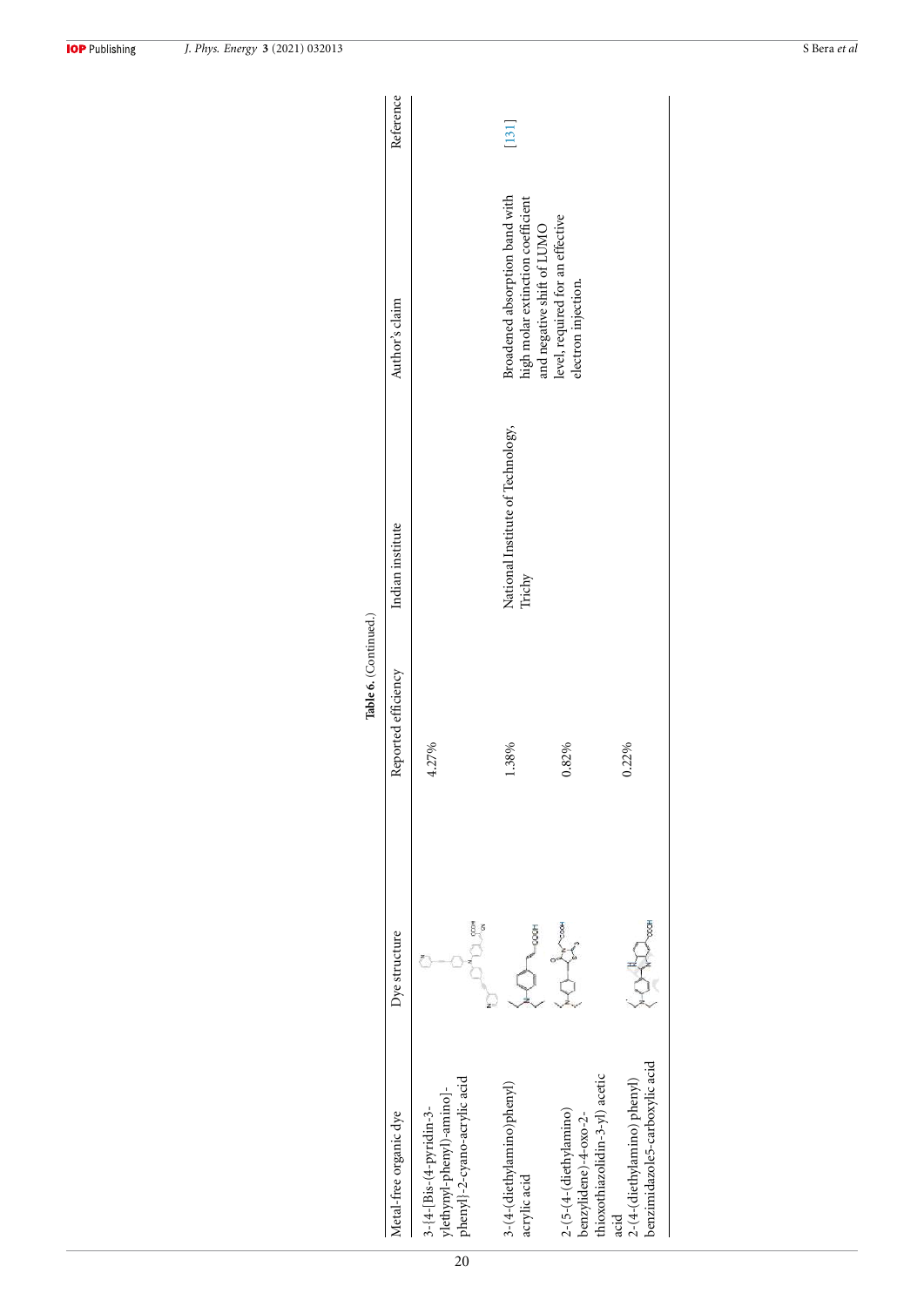**Table 6.** (Continued.)

| Metal-free organic dye | Dye structure | Reported efficiency | Indian institute | Author's claim | Reference |
|---|---|---|---|---|---|
| 3-{4-[Bis-(4-pyridin-3-ylethynyl-phenyl)-amino]-phenyl}-2-cyano-acrylic acid | | 4.27% | | | |
| 3-(4-(diethylamino)phenyl) acrylic acid | | 1.38% | National Institute of Technology, Trichy | Broadened absorption band with high molar extinction coefficient and negative shift of LUMO level, required for an effective electron injection. | [131] |
| 2-(5-(4-(diethylamino) benzylidene)-4-oxo-2-thioxothiazolidin-3-yl) acetic acid | | 0.82% | | | |
| 2-(4-(diethylamino) phenyl) benzimidazole5-carboxylic acid | | 0.22% | | | |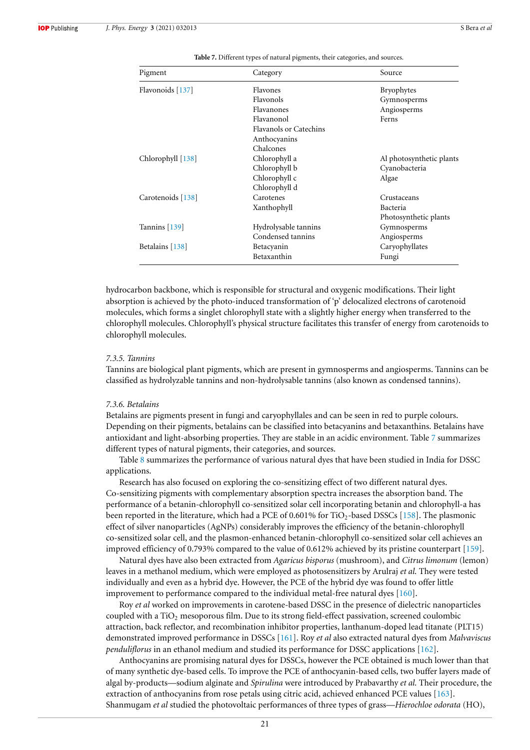**Table 7.** Different types of natural pigments, their categories, and sources.

| Pigment | Category | Source |
|---|---|---|
| Flavonoids [137] | Flavones | Bryophytes |
| | Flavonols | Gymnosperms |
| | Flavanones | Angiosperms |
| | Flavanonol | Ferns |
| | Flavanols or Catechins | |
| | Anthocyanins | |
| | Chalcones | |
| Chlorophyll [138] | Chlorophyll a | Al photosynthetic plants |
| | Chlorophyll b | Cyanobacteria |
| | Chlorophyll c | Algae |
| | Chlorophyll d | |
| Carotenoids [138] | Carotenes | Crustaceans |
| | Xanthophyll | Bacteria |
| | | Photosynthetic plants |
| Tannins [139] | Hydrolysable tannins | Gymnosperms |
| | Condensed tannins | Angiosperms |
| Betalains [138] | Betacyanin | Caryophyllates |
| | Betaxanthin | Fungi |

hydrocarbon backbone, which is responsible for structural and oxygenic modifications. Their light absorption is achieved by the photo-induced transformation of 'p' delocalized electrons of carotenoid molecules, which forms a singlet chlorophyll state with a slightly higher energy when transferred to the chlorophyll molecules. Chlorophyll's physical structure facilitates this transfer of energy from carotenoids to chlorophyll molecules.

#### 7.3.5. Tannins

Tannins are biological plant pigments, which are present in gymnosperms and angiosperms. Tannins can be classified as hydrolyzable tannins and non-hydrolysable tannins (also known as condensed tannins).

#### 7.3.6. Betalains

Betalains are pigments present in fungi and caryophyllales and can be seen in red to purple colours. Depending on their pigments, betalains can be classified into betacyanins and betaxanthins. Betalains have antioxidant and light-absorbing properties. They are stable in an acidic environment. Table 7 summarizes different types of natural pigments, their categories, and sources.

Table 8 summarizes the performance of various natural dyes that have been studied in India for DSSC applications.

Research has also focused on exploring the co-sensitizing effect of two different natural dyes. Co-sensitizing pigments with complementary absorption spectra increases the absorption band. The performance of a betanin-chlorophyll co-sensitized solar cell incorporating betanin and chlorophyll-a has been reported in the literature, which had a PCE of 0.601% for $TiO_2$-based DSSCs [158]. The plasmonic effect of silver nanoparticles (AgNPs) considerably improves the efficiency of the betanin-chlorophyll co-sensitized solar cell, and the plasmon-enhanced betanin-chlorophyll co-sensitized solar cell achieves an improved efficiency of 0.793% compared to the value of 0.612% achieved by its pristine counterpart [159].

Natural dyes have also been extracted from *Agaricus bisporus* (mushroom), and *Citrus limonum* (lemon) leaves in a methanol medium, which were employed as photosensitizers by Arulraj *et al.* They were tested individually and even as a hybrid dye. However, the PCE of the hybrid dye was found to offer little improvement to performance compared to the individual metal-free natural dyes [160].

Roy *et al* worked on improvements in carotene-based DSSC in the presence of dielectric nanoparticles coupled with a $TiO_2$ mesoporous film. Due to its strong field-effect passivation, screened coulombic attraction, back reflector, and recombination inhibitor properties, lanthanum-doped lead titanate (PLT15) demonstrated improved performance in DSSCs [161]. Roy *et al* also extracted natural dyes from *Malvaviscus penduliflorus* in an ethanol medium and studied its performance for DSSC applications [162].

Anthocyanins are promising natural dyes for DSSCs, however the PCE obtained is much lower than that of many synthetic dye-based cells. To improve the PCE of anthocyanin-based cells, two buffer layers made of algal by-products—sodium alginate and *Spirulina* were introduced by Prabavathy *et al.* Their procedure, the extraction of anthocyanins from rose petals using citric acid, achieved enhanced PCE values [163]. Shanmugam *et al* studied the photovoltaic performances of three types of grass—*Hierochloe odorata* (HO),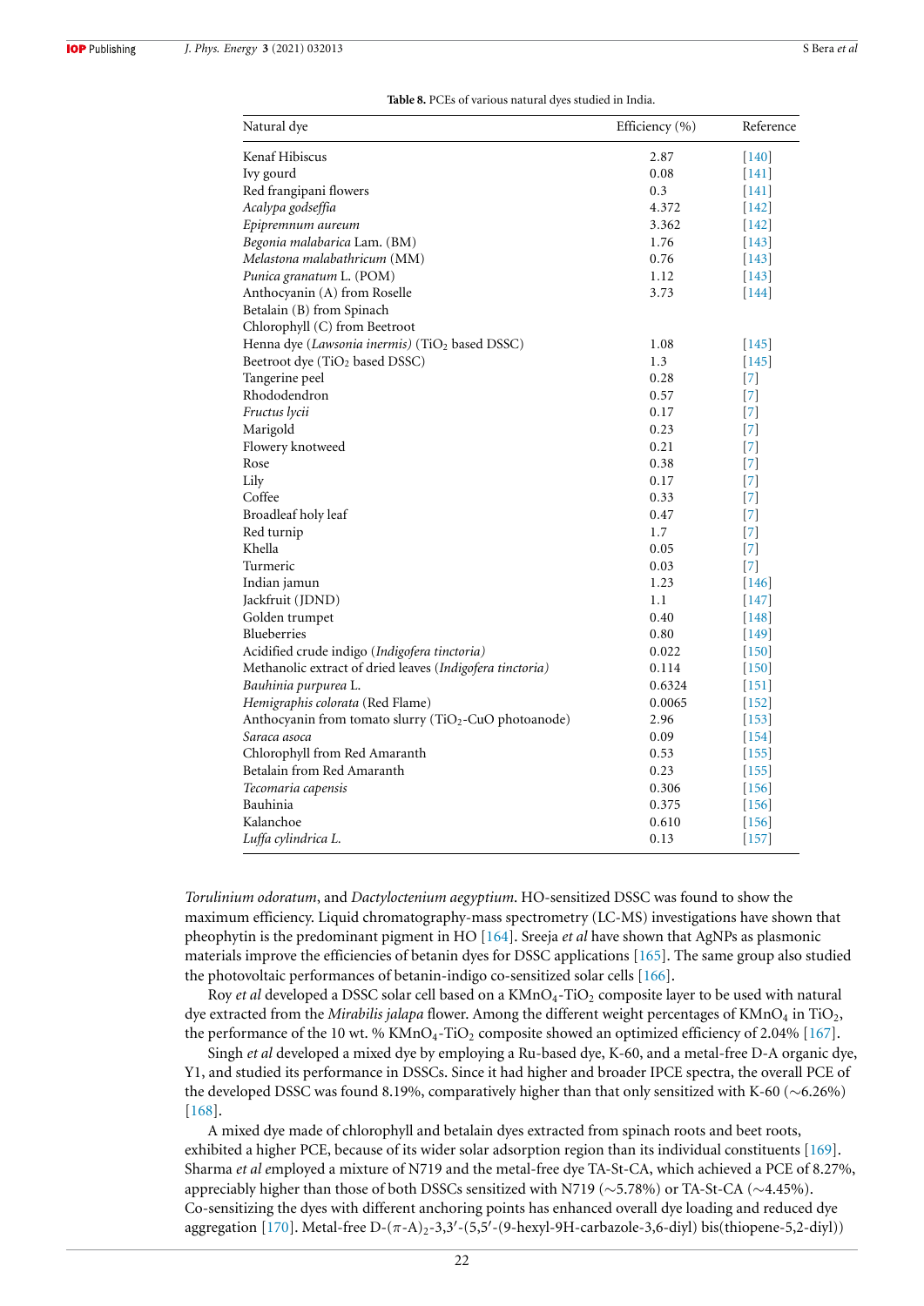**Table 8.** PCEs of various natural dyes studied in India.

| Natural dye | Efficiency (%) | Reference |
|---|---|---|
| Kenaf Hibiscus | 2.87 | [140] |
| Ivy gourd | 0.08 | [141] |
| Red frangipani flowers | 0.3 | [141] |
| *Acalypa godseffia* | 4.372 | [142] |
| *Epipremnum aureum* | 3.362 | [142] |
| *Begonia malabarica* Lam. (BM) | 1.76 | [143] |
| *Melastona malabathricum* (MM) | 0.76 | [143] |
| *Punica granatum* L. (POM) | 1.12 | [143] |
| Anthocyanin (A) from Roselle<br>Betalain (B) from Spinach<br>Chlorophyll (C) from Beetroot | 3.73 | [144] |
| Henna dye (*Lawsonia inermis)* ($TiO_2$ based DSSC) | 1.08 | [145] |
| Beetroot dye ($TiO_2$ based DSSC) | 1.3 | [145] |
| Tangerine peel | 0.28 | [7] |
| Rhododendron | 0.57 | [7] |
| *Fructus lycii* | 0.17 | [7] |
| Marigold | 0.23 | [7] |
| Flowery knotweed | 0.21 | [7] |
| Rose | 0.38 | [7] |
| Lily | 0.17 | [7] |
| Coffee | 0.33 | [7] |
| Broadleaf holy leaf | 0.47 | [7] |
| Red turnip | 1.7 | [7] |
| Khella | 0.05 | [7] |
| Turmeric | 0.03 | [7] |
| Indian jamun | 1.23 | [146] |
| Jackfruit (JDND) | 1.1 | [147] |
| Golden trumpet | 0.40 | [148] |
| Blueberries | 0.80 | [149] |
| Acidified crude indigo (*Indigofera tinctoria)* | 0.022 | [150] |
| Methanolic extract of dried leaves (*Indigofera tinctoria)* | 0.114 | [150] |
| *Bauhinia purpurea* L. | 0.6324 | [151] |
| *Hemigraphis colorata* (Red Flame) | 0.0065 | [152] |
| Anthocyanin from tomato slurry ($TiO_2$-CuO photoanode) | 2.96 | [153] |
| *Saraca asoca* | 0.09 | [154] |
| Chlorophyll from Red Amaranth | 0.53 | [155] |
| Betalain from Red Amaranth | 0.23 | [155] |
| *Tecomaria capensis* | 0.306 | [156] |
| Bauhinia | 0.375 | [156] |
| Kalanchoe | 0.610 | [156] |
| *Luffa cylindrica L.* | 0.13 | [157] |

*Torulinium odoratum*, and *Dactyloctenium aegyptium*. HO-sensitized DSSC was found to show the maximum efficiency. Liquid chromatography-mass spectrometry (LC-MS) investigations have shown that pheophytin is the predominant pigment in HO [164]. Sreeja *et al* have shown that AgNPs as plasmonic materials improve the efficiencies of betanin dyes for DSSC applications [165]. The same group also studied the photovoltaic performances of betanin-indigo co-sensitized solar cells [166].

Roy *et al* developed a DSSC solar cell based on a $KMnO_4$-$TiO_2$ composite layer to be used with natural dye extracted from the *Mirabilis jalapa* flower. Among the different weight percentages of $KMnO_4$ in $TiO_2$, the performance of the 10 wt. % $KMnO_4$-$TiO_2$ composite showed an optimized efficiency of 2.04% [167].

Singh *et al* developed a mixed dye by employing a Ru-based dye, K-60, and a metal-free D-A organic dye, Y1, and studied its performance in DSSCs. Since it had higher and broader IPCE spectra, the overall PCE of the developed DSSC was found 8.19%, comparatively higher than that only sensitized with K-60 (∼6.26%) [168].

A mixed dye made of chlorophyll and betalain dyes extracted from spinach roots and beet roots, exhibited a higher PCE, because of its wider solar adsorption region than its individual constituents [169]. Sharma *et al* employed a mixture of N719 and the metal-free dye TA-St-CA, which achieved a PCE of 8.27%, appreciably higher than those of both DSSCs sensitized with N719 (∼5.78%) or TA-St-CA (∼4.45%). Co-sensitizing the dyes with different anchoring points has enhanced overall dye loading and reduced dye aggregation [170]. Metal-free D-($\pi$-A)$_2$-3,3′-(5,5′-(9-hexyl-9H-carbazole-3,6-diyl) bis(thiopene-5,2-diyl))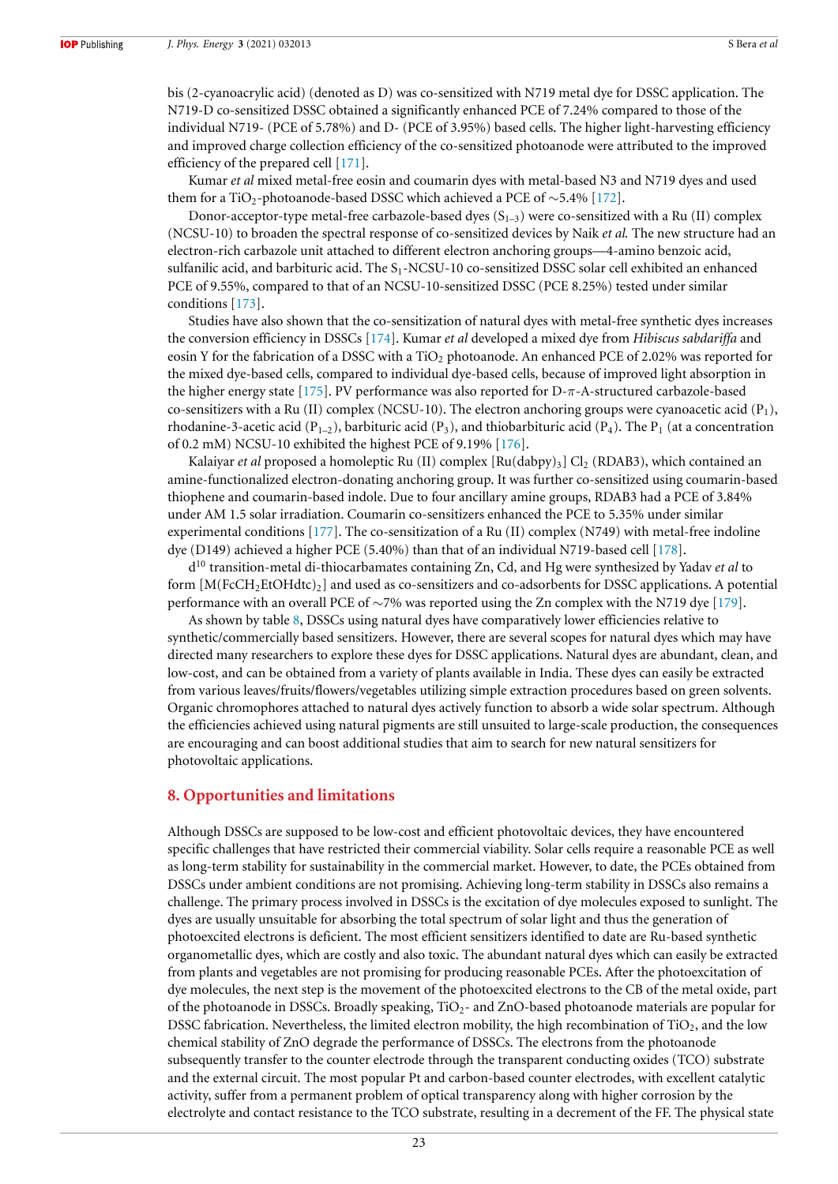bis (2-cyanoacrylic acid) (denoted as D) was co-sensitized with N719 metal dye for DSSC application. The N719-D co-sensitized DSSC obtained a significantly enhanced PCE of 7.24% compared to those of the individual N719- (PCE of 5.78%) and D- (PCE of 3.95%) based cells. The higher light-harvesting efficiency and improved charge collection efficiency of the co-sensitized photoanode were attributed to the improved efficiency of the prepared cell [171].

Kumar *et al* mixed metal-free eosin and coumarin dyes with metal-based N3 and N719 dyes and used them for a $TiO_2$-photoanode-based DSSC which achieved a PCE of ∼5.4% [172].

Donor-acceptor-type metal-free carbazole-based dyes ($S_{1–3}$) were co-sensitized with a Ru (II) complex (NCSU-10) to broaden the spectral response of co-sensitized devices by Naik *et al.* The new structure had an electron-rich carbazole unit attached to different electron anchoring groups—4-amino benzoic acid, sulfanilic acid, and barbituric acid. The $S_1$-NCSU-10 co-sensitized DSSC solar cell exhibited an enhanced PCE of 9.55%, compared to that of an NCSU-10-sensitized DSSC (PCE 8.25%) tested under similar conditions [173].

Studies have also shown that the co-sensitization of natural dyes with metal-free synthetic dyes increases the conversion efficiency in DSSCs [174]. Kumar *et al* developed a mixed dye from *Hibiscus sabdariffa* and eosin Y for the fabrication of a DSSC with a $TiO_2$ photoanode. An enhanced PCE of 2.02% was reported for the mixed dye-based cells, compared to individual dye-based cells, because of improved light absorption in the higher energy state [175]. PV performance was also reported for D-π-A-structured carbazole-based co-sensitizers with a Ru (II) complex (NCSU-10). The electron anchoring groups were cyanoacetic acid ($P_1$), rhodanine-3-acetic acid ($P_{1–2}$), barbituric acid ($P_3$), and thiobarbituric acid ($P_4$). The $P_1$ (at a concentration of 0.2 mM) NCSU-10 exhibited the highest PCE of 9.19% [176].

Kalaiyar *et al* proposed a homoleptic Ru (II) complex $[Ru(dabpy)_3]\ Cl_2$ (RDAB3), which contained an amine-functionalized electron-donating anchoring group. It was further co-sensitized using coumarin-based thiophene and coumarin-based indole. Due to four ancillary amine groups, RDAB3 had a PCE of 3.84% under AM 1.5 solar irradiation. Coumarin co-sensitizers enhanced the PCE to 5.35% under similar experimental conditions [177]. The co-sensitization of a Ru (II) complex (N749) with metal-free indoline dye (D149) achieved a higher PCE (5.40%) than that of an individual N719-based cell [178].

$d^{10}$ transition-metal di-thiocarbamates containing Zn, Cd, and Hg were synthesized by Yadav *et al* to form $[M(FcCH_2EtOHdtc)_2]$ and used as co-sensitizers and co-adsorbents for DSSC applications. A potential performance with an overall PCE of ∼7% was reported using the Zn complex with the N719 dye [179].

As shown by table 8, DSSCs using natural dyes have comparatively lower efficiencies relative to synthetic/commercially based sensitizers. However, there are several scopes for natural dyes which may have directed many researchers to explore these dyes for DSSC applications. Natural dyes are abundant, clean, and low-cost, and can be obtained from a variety of plants available in India. These dyes can easily be extracted from various leaves/fruits/flowers/vegetables utilizing simple extraction procedures based on green solvents. Organic chromophores attached to natural dyes actively function to absorb a wide solar spectrum. Although the efficiencies achieved using natural pigments are still unsuited to large-scale production, the consequences are encouraging and can boost additional studies that aim to search for new natural sensitizers for photovoltaic applications.

## 8. Opportunities and limitations

Although DSSCs are supposed to be low-cost and efficient photovoltaic devices, they have encountered specific challenges that have restricted their commercial viability. Solar cells require a reasonable PCE as well as long-term stability for sustainability in the commercial market. However, to date, the PCEs obtained from DSSCs under ambient conditions are not promising. Achieving long-term stability in DSSCs also remains a challenge. The primary process involved in DSSCs is the excitation of dye molecules exposed to sunlight. The dyes are usually unsuitable for absorbing the total spectrum of solar light and thus the generation of photoexcited electrons is deficient. The most efficient sensitizers identified to date are Ru-based synthetic organometallic dyes, which are costly and also toxic. The abundant natural dyes which can easily be extracted from plants and vegetables are not promising for producing reasonable PCEs. After the photoexcitation of dye molecules, the next step is the movement of the photoexcited electrons to the CB of the metal oxide, part of the photoanode in DSSCs. Broadly speaking, $TiO_2$- and ZnO-based photoanode materials are popular for DSSC fabrication. Nevertheless, the limited electron mobility, the high recombination of $TiO_2$, and the low chemical stability of ZnO degrade the performance of DSSCs. The electrons from the photoanode subsequently transfer to the counter electrode through the transparent conducting oxides (TCO) substrate and the external circuit. The most popular Pt and carbon-based counter electrodes, with excellent catalytic activity, suffer from a permanent problem of optical transparency along with higher corrosion by the electrolyte and contact resistance to the TCO substrate, resulting in a decrement of the FF. The physical state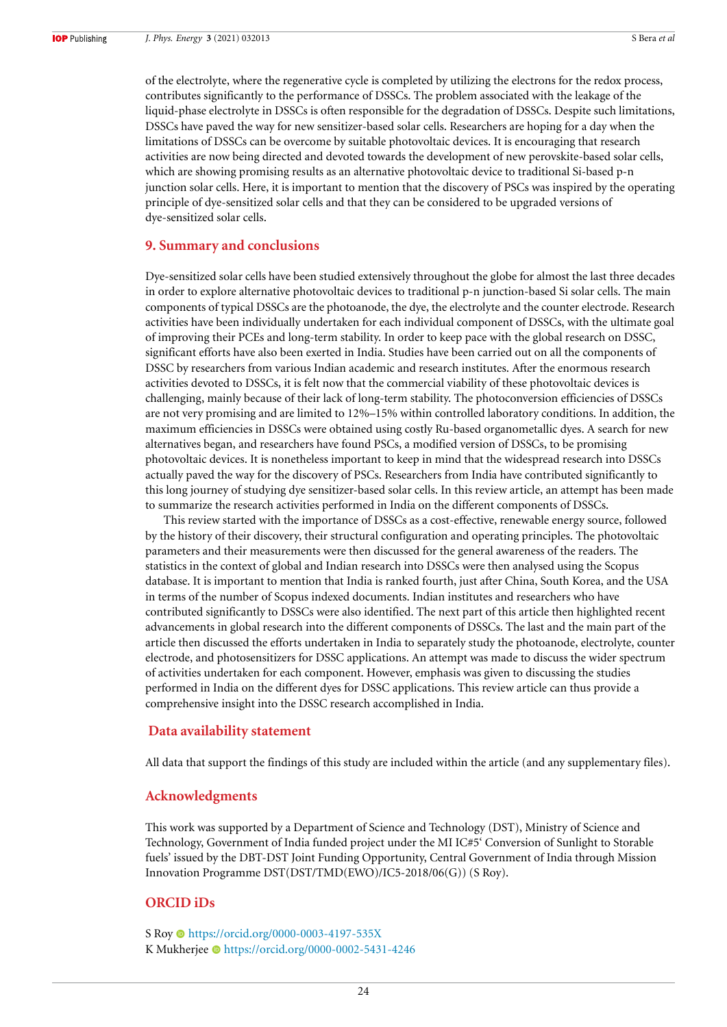of the electrolyte, where the regenerative cycle is completed by utilizing the electrons for the redox process, contributes significantly to the performance of DSSCs. The problem associated with the leakage of the liquid-phase electrolyte in DSSCs is often responsible for the degradation of DSSCs. Despite such limitations, DSSCs have paved the way for new sensitizer-based solar cells. Researchers are hoping for a day when the limitations of DSSCs can be overcome by suitable photovoltaic devices. It is encouraging that research activities are now being directed and devoted towards the development of new perovskite-based solar cells, which are showing promising results as an alternative photovoltaic device to traditional Si-based p-n junction solar cells. Here, it is important to mention that the discovery of PSCs was inspired by the operating principle of dye-sensitized solar cells and that they can be considered to be upgraded versions of dye-sensitized solar cells.

## 9. Summary and conclusions

Dye-sensitized solar cells have been studied extensively throughout the globe for almost the last three decades in order to explore alternative photovoltaic devices to traditional p-n junction-based Si solar cells. The main components of typical DSSCs are the photoanode, the dye, the electrolyte and the counter electrode. Research activities have been individually undertaken for each individual component of DSSCs, with the ultimate goal of improving their PCEs and long-term stability. In order to keep pace with the global research on DSSC, significant efforts have also been exerted in India. Studies have been carried out on all the components of DSSC by researchers from various Indian academic and research institutes. After the enormous research activities devoted to DSSCs, it is felt now that the commercial viability of these photovoltaic devices is challenging, mainly because of their lack of long-term stability. The photoconversion efficiencies of DSSCs are not very promising and are limited to 12%–15% within controlled laboratory conditions. In addition, the maximum efficiencies in DSSCs were obtained using costly Ru-based organometallic dyes. A search for new alternatives began, and researchers have found PSCs, a modified version of DSSCs, to be promising photovoltaic devices. It is nonetheless important to keep in mind that the widespread research into DSSCs actually paved the way for the discovery of PSCs. Researchers from India have contributed significantly to this long journey of studying dye sensitizer-based solar cells. In this review article, an attempt has been made to summarize the research activities performed in India on the different components of DSSCs.

This review started with the importance of DSSCs as a cost-effective, renewable energy source, followed by the history of their discovery, their structural configuration and operating principles. The photovoltaic parameters and their measurements were then discussed for the general awareness of the readers. The statistics in the context of global and Indian research into DSSCs were then analysed using the Scopus database. It is important to mention that India is ranked fourth, just after China, South Korea, and the USA in terms of the number of Scopus indexed documents. Indian institutes and researchers who have contributed significantly to DSSCs were also identified. The next part of this article then highlighted recent advancements in global research into the different components of DSSCs. The last and the main part of the article then discussed the efforts undertaken in India to separately study the photoanode, electrolyte, counter electrode, and photosensitizers for DSSC applications. An attempt was made to discuss the wider spectrum of activities undertaken for each component. However, emphasis was given to discussing the studies performed in India on the different dyes for DSSC applications. This review article can thus provide a comprehensive insight into the DSSC research accomplished in India.

## Data availability statement

All data that support the findings of this study are included within the article (and any supplementary files).

## Acknowledgments

This work was supported by a Department of Science and Technology (DST), Ministry of Science and Technology, Government of India funded project under the MI IC#5‘ Conversion of Sunlight to Storable fuels’ issued by the DBT-DST Joint Funding Opportunity, Central Government of India through Mission Innovation Programme DST(DST/TMD(EWO)/IC5-2018/06(G)) (S Roy).

## ORCID iDs

S Roy https://orcid.org/0000-0003-4197-535X
K Mukherjee https://orcid.org/0000-0002-5431-4246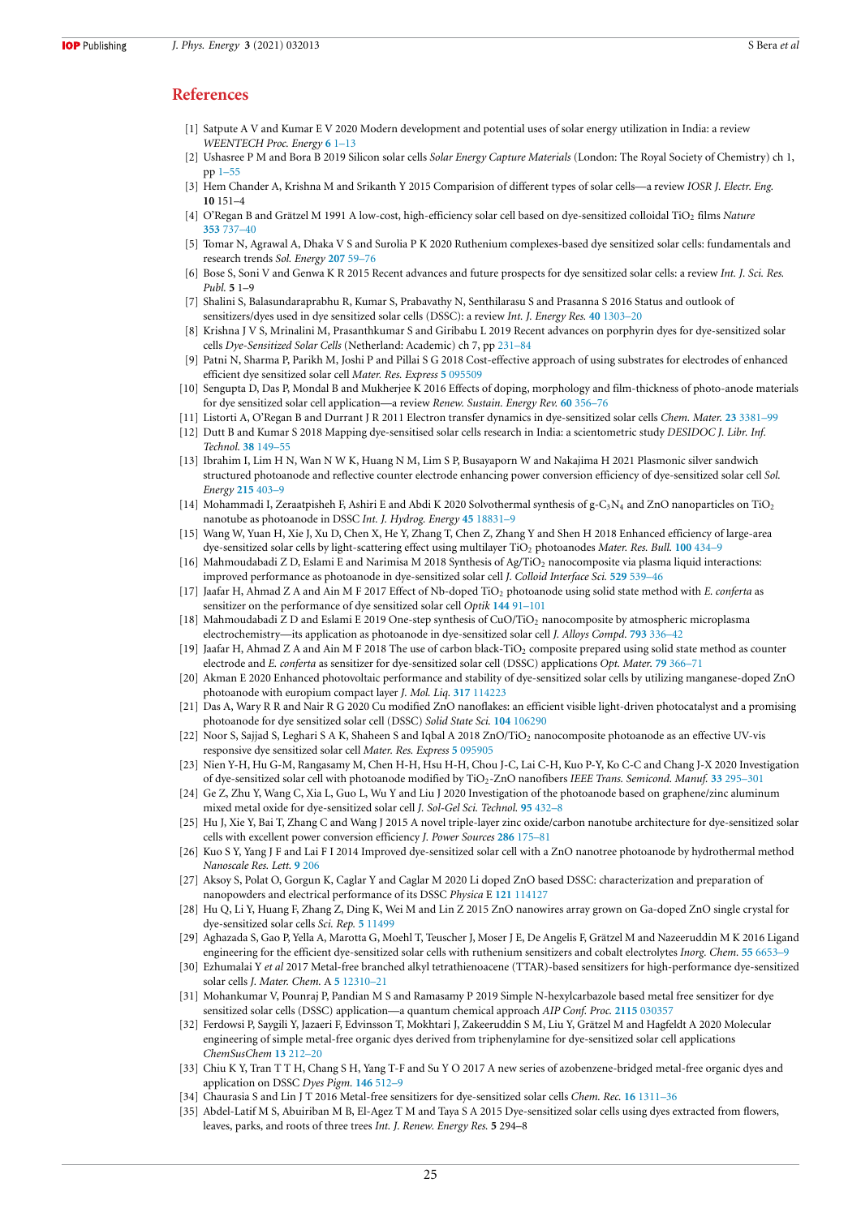## References

[1] Satpute A V and Kumar E V 2020 Modern development and potential uses of solar energy utilization in India: a review *WEENTECH Proc. Energy* **6** 1–13

[2] Ushasree P M and Bora B 2019 Silicon solar cells *Solar Energy Capture Materials* (London: The Royal Society of Chemistry) ch 1, pp 1–55

[3] Hem Chander A, Krishna M and Srikanth Y 2015 Comparision of different types of solar cells—a review *IOSR J. Electr. Eng.* **10** 151–4

[4] O'Regan B and Grätzel M 1991 A low-cost, high-efficiency solar cell based on dye-sensitized colloidal $TiO_2$ films *Nature* **353** 737–40

[5] Tomar N, Agrawal A, Dhaka V S and Surolia P K 2020 Ruthenium complexes-based dye sensitized solar cells: fundamentals and research trends *Sol. Energy* **207** 59–76

[6] Bose S, Soni V and Genwa K R 2015 Recent advances and future prospects for dye sensitized solar cells: a review *Int. J. Sci. Res. Publ.* **5** 1–9

[7] Shalini S, Balasundaraprabhu R, Kumar S, Prabavathy N, Senthilarasu S and Prasanna S 2016 Status and outlook of sensitizers/dyes used in dye sensitized solar cells (DSSC): a review *Int. J. Energy Res.* **40** 1303–20

[8] Krishna J V S, Mrinalini M, Prasanthkumar S and Giribabu L 2019 Recent advances on porphyrin dyes for dye-sensitized solar cells *Dye-Sensitized Solar Cells* (Netherland: Academic) ch 7, pp 231–84

[9] Patni N, Sharma P, Parikh M, Joshi P and Pillai S G 2018 Cost-effective approach of using substrates for electrodes of enhanced efficient dye sensitized solar cell *Mater. Res. Express* **5** 095509

[10] Sengupta D, Das P, Mondal B and Mukherjee K 2016 Effects of doping, morphology and film-thickness of photo-anode materials for dye sensitized solar cell application—a review *Renew. Sustain. Energy Rev.* **60** 356–76

[11] Listorti A, O'Regan B and Durrant J R 2011 Electron transfer dynamics in dye-sensitized solar cells *Chem. Mater.* **23** 3381–99

[12] Dutt B and Kumar S 2018 Mapping dye-sensitised solar cells research in India: a scientometric study *DESIDOC J. Libr. Inf. Technol.* **38** 149–55

[13] Ibrahim I, Lim H N, Wan N W K, Huang N M, Lim S P, Busayaporn W and Nakajima H 2021 Plasmonic silver sandwich structured photoanode and reflective counter electrode enhancing power conversion efficiency of dye-sensitized solar cell *Sol. Energy* **215** 403–9

[14] Mohammadi I, Zeraatpisheh F, Ashiri E and Abdi K 2020 Solvothermal synthesis of g-$C_3N_4$ and ZnO nanoparticles on $TiO_2$ nanotube as photoanode in DSSC *Int. J. Hydrog. Energy* **45** 18831–9

[15] Wang W, Yuan H, Xie J, Xu D, Chen X, He Y, Zhang T, Chen Z, Zhang Y and Shen H 2018 Enhanced efficiency of large-area dye-sensitized solar cells by light-scattering effect using multilayer $TiO_2$ photoanodes *Mater. Res. Bull.* **100** 434–9

[16] Mahmoudabadi Z D, Eslami E and Narimisa M 2018 Synthesis of Ag/$TiO_2$ nanocomposite via plasma liquid interactions: improved performance as photoanode in dye-sensitized solar cell *J. Colloid Interface Sci.* **529** 539–46

[17] Jaafar H, Ahmad Z A and Ain M F 2017 Effect of Nb-doped $TiO_2$ photoanode using solid state method with *E. conferta* as sensitizer on the performance of dye sensitized solar cell *Optik* **144** 91–101

[18] Mahmoudabadi Z D and Eslami E 2019 One-step synthesis of CuO/$TiO_2$ nanocomposite by atmospheric microplasma electrochemistry—its application as photoanode in dye-sensitized solar cell *J. Alloys Compd.* **793** 336–42

[19] Jaafar H, Ahmad Z A and Ain M F 2018 The use of carbon black-$TiO_2$ composite prepared using solid state method as counter electrode and *E. conferta* as sensitizer for dye-sensitized solar cell (DSSC) applications *Opt. Mater.* **79** 366–71

[20] Akman E 2020 Enhanced photovoltaic performance and stability of dye-sensitized solar cells by utilizing manganese-doped ZnO photoanode with europium compact layer *J. Mol. Liq.* **317** 114223

[21] Das A, Wary R R and Nair R G 2020 Cu modified ZnO nanoflakes: an efficient visible light-driven photocatalyst and a promising photoanode for dye sensitized solar cell (DSSC) *Solid State Sci.* **104** 106290

[22] Noor S, Sajjad S, Leghari S A K, Shaheen S and Iqbal A 2018 ZnO/$TiO_2$ nanocomposite photoanode as an effective UV-vis responsive dye sensitized solar cell *Mater. Res. Express* **5** 095905

[23] Nien Y-H, Hu G-M, Rangasamy M, Chen H-H, Hsu H-H, Chou J-C, Lai C-H, Kuo P-Y, Ko C-C and Chang J-X 2020 Investigation of dye-sensitized solar cell with photoanode modified by $TiO_2$-ZnO nanofibers *IEEE Trans. Semicond. Manuf.* **33** 295–301

[24] Ge Z, Zhu Y, Wang C, Xia L, Guo L, Wu Y and Liu J 2020 Investigation of the photoanode based on graphene/zinc aluminum mixed metal oxide for dye-sensitized solar cell *J. Sol-Gel Sci. Technol.* **95** 432–8

[25] Hu J, Xie Y, Bai T, Zhang C and Wang J 2015 A novel triple-layer zinc oxide/carbon nanotube architecture for dye-sensitized solar cells with excellent power conversion efficiency *J. Power Sources* **286** 175–81

[26] Kuo S Y, Yang J F and Lai F I 2014 Improved dye-sensitized solar cell with a ZnO nanotree photoanode by hydrothermal method *Nanoscale Res. Lett.* **9** 206

[27] Aksoy S, Polat O, Gorgun K, Caglar Y and Caglar M 2020 Li doped ZnO based DSSC: characterization and preparation of nanopowders and electrical performance of its DSSC *Physica* E **121** 114127

[28] Hu Q, Li Y, Huang F, Zhang Z, Ding K, Wei M and Lin Z 2015 ZnO nanowires array grown on Ga-doped ZnO single crystal for dye-sensitized solar cells *Sci. Rep.* **5** 11499

[29] Aghazada S, Gao P, Yella A, Marotta G, Moehl T, Teuscher J, Moser J E, De Angelis F, Grätzel M and Nazeeruddin M K 2016 Ligand engineering for the efficient dye-sensitized solar cells with ruthenium sensitizers and cobalt electrolytes *Inorg. Chem.* **55** 6653–9

[30] Ezhumalai Y *et al* 2017 Metal-free branched alkyl tetrathienoacene (TTAR)-based sensitizers for high-performance dye-sensitized solar cells *J. Mater. Chem.* A **5** 12310–21

[31] Mohankumar V, Pounraj P, Pandian M S and Ramasamy P 2019 Simple N-hexylcarbazole based metal free sensitizer for dye sensitized solar cells (DSSC) application—a quantum chemical approach *AIP Conf. Proc.* **2115** 030357

[32] Ferdowsi P, Saygili Y, Jazaeri F, Edvinsson T, Mokhtari J, Zakeeruddin S M, Liu Y, Grätzel M and Hagfeldt A 2020 Molecular engineering of simple metal-free organic dyes derived from triphenylamine for dye-sensitized solar cell applications *ChemSusChem* **13** 212–20

[33] Chiu K Y, Tran T T H, Chang S H, Yang T-F and Su Y O 2017 A new series of azobenzene-bridged metal-free organic dyes and application on DSSC *Dyes Pigm.* **146** 512–9

[34] Chaurasia S and Lin J T 2016 Metal-free sensitizers for dye-sensitized solar cells *Chem. Rec.* **16** 1311–36

[35] Abdel-Latif M S, Abuiriban M B, El-Agez T M and Taya S A 2015 Dye-sensitized solar cells using dyes extracted from flowers, leaves, parks, and roots of three trees *Int. J. Renew. Energy Res.* **5** 294–8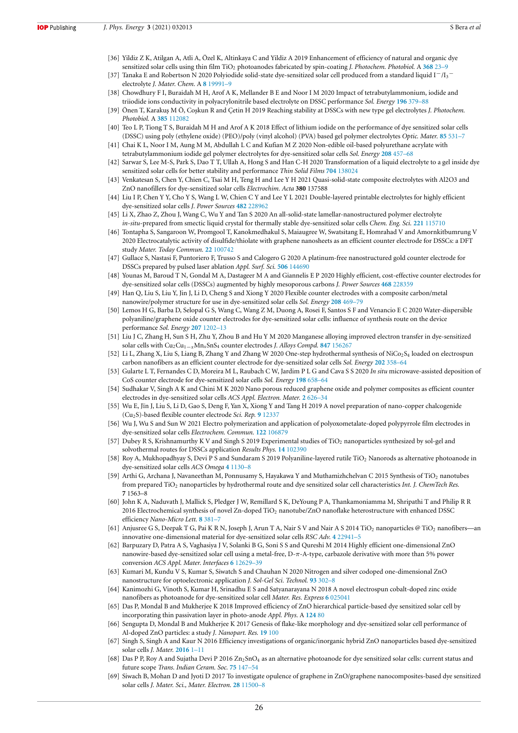[36] Yildiz Z K, Atilgan A, Atli A, Özel K, Altinkaya C and Yildiz A 2019 Enhancement of efficiency of natural and organic dye sensitized solar cells using thin film $TiO_2$ photoanodes fabricated by spin-coating *J. Photochem. Photobiol.* A **368** 23–9

[37] Tanaka E and Robertson N 2020 Polyiodide solid-state dye-sensitized solar cell produced from a standard liquid $I^-/I_3^-$ electrolyte *J. Mater. Chem.* A **8** 19991–9

[38] Chowdhury F I, Buraidah M H, Arof A K, Mellander B E and Noor I M 2020 Impact of tetrabutylammonium, iodide and triiodide ions conductivity in polyacrylonitrile based electrolyte on DSSC performance *Sol. Energy* **196** 379–88

[39] Önen T, Karakuş M Ö, Coşkun R and Çetin H 2019 Reaching stability at DSSCs with new type gel electrolytes *J. Photochem. Photobiol.* A **385** 112082

[40] Teo L P, Tiong T S, Buraidah M H and Arof A K 2018 Effect of lithium iodide on the performance of dye sensitized solar cells (DSSC) using poly (ethylene oxide) (PEO)/poly (vinyl alcohol) (PVA) based gel polymer electrolytes *Optic. Mater.* **85** 531–7

[41] Chai K L, Noor I M, Aung M M, Abdullah L C and Kufian M Z 2020 Non-edible oil-based polyurethane acrylate with tetrabutylammonium iodide gel polymer electrolytes for dye-sensitized solar cells *Sol. Energy* **208** 457–68

[42] Sarwar S, Lee M-S, Park S, Dao T T, Ullah A, Hong S and Han C-H 2020 Transformation of a liquid electrolyte to a gel inside dye sensitized solar cells for better stability and performance *Thin Solid Films* **704** 138024

[43] Venkatesan S, Chen Y, Chien C, Tsai M H, Teng H and Lee Y H 2021 Quasi-solid-state composite electrolytes with Al2O3 and ZnO nanofillers for dye-sensitized solar cells *Electrochim. Acta* **380** 137588

[44] Liu I P, Chen Y Y, Cho Y S, Wang L W, Chien C Y and Lee Y L 2021 Double-layered printable electrolytes for highly efficient dye-sensitized solar cells *J. Power Sources* **482** 228962

[45] Li X, Zhao Z, Zhou J, Wang C, Wu Y and Tan S 2020 An all-solid-state lamellar-nanostructured polymer electrolyte *in-situ*-prepared from smectic liquid crystal for thermally stable dye-sensitized solar cells *Chem. Eng. Sci.* **221** 115710

[46] Tontapha S, Sangaroon W, Promgool T, Kanokmedhakul S, Maiaugree W, Swatsitang E, Homrahad V and Amornkitbumrung V 2020 Electrocatalytic activity of disulfide/thiolate with graphene nanosheets as an efficient counter electrode for DSSCs: a DFT study *Mater. Today Commun.* **22** 100742

[47] Gullace S, Nastasi F, Puntoriero F, Trusso S and Calogero G 2020 A platinum-free nanostructured gold counter electrode for DSSCs prepared by pulsed laser ablation *Appl. Surf. Sci.* **506** 144690

[48] Younas M, Baroud T N, Gondal M A, Dastageer M A and Giannelis E P 2020 Highly efficient, cost-effective counter electrodes for dye-sensitized solar cells (DSSCs) augmented by highly mesoporous carbons *J. Power Sources* **468** 228359

[49] Han Q, Liu S, Liu Y, Jin J, Li D, Cheng S and Xiong Y 2020 Flexible counter electrodes with a composite carbon/metal nanowire/polymer structure for use in dye-sensitized solar cells *Sol. Energy* **208** 469–79

[50] Lemos H G, Barba D, Selopal G S, Wang C, Wang Z M, Duong A, Rosei F, Santos S F and Venancio E C 2020 Water-dispersible polyaniline/graphene oxide counter electrodes for dye-sensitized solar cells: influence of synthesis route on the device performance *Sol. Energy* **207** 1202–13

[51] Liu J C, Zhang H, Sun S H, Zhu Y, Zhou B and Hu Y M 2020 Manganese alloying improved electron transfer in dye-sensitized solar cells with $Cu_2Cu_{1-x}Mn_xSnS_4$ counter electrodes *J. Alloys Compd.* **847** 156267

[52] Li L, Zhang X, Liu S, Liang B, Zhang Y and Zhang W 2020 One-step hydrothermal synthesis of $NiCo_2S_4$ loaded on electrospun carbon nanofibers as an efficient counter electrode for dye-sensitized solar cells *Sol. Energy* **202** 358–64

[53] Gularte L T, Fernandes C D, Moreira M L, Raubach C W, Jardim P L G and Cava S S 2020 *In situ* microwave-assisted deposition of CoS counter electrode for dye-sensitized solar cells *Sol. Energy* **198** 658–64

[54] Sudhakar V, Singh A K and Chini M K 2020 Nano porous reduced graphene oxide and polymer composites as efficient counter electrodes in dye-sensitized solar cells *ACS Appl. Electron. Mater.* **2** 626–34

[55] Wu E, Jin J, Liu S, Li D, Gao S, Deng F, Yan X, Xiong Y and Tang H 2019 A novel preparation of nano-copper chalcogenide ($Cu_2S$)-based flexible counter electrode *Sci. Rep.* **9** 12337

[56] Wu J, Wu S and Sun W 2021 Electro polymerization and application of polyoxometalate-doped polypyrrole film electrodes in dye-sensitized solar cells *Electrochem. Commun.* **122** 106879

[57] Dubey R S, Krishnamurthy K V and Singh S 2019 Experimental studies of $TiO_2$ nanoparticles synthesized by sol-gel and solvothermal routes for DSSCs application *Results Phys.* **14** 102390

[58] Roy A, Mukhopadhyay S, Devi P S and Sundaram S 2019 Polyaniline-layered rutile $TiO_2$ Nanorods as alternative photoanode in dye-sensitized solar cells *ACS Omega* **4** 1130–8

[59] Arthi G, Archana J, Navaneethan M, Ponnusamy S, Hayakawa Y and Muthamizhchelvan C 2015 Synthesis of $TiO_2$ nanotubes from prepared $TiO_2$ nanoparticles by hydrothermal route and dye sensitized solar cell characteristics *Int. J. ChemTech Res.* **7** 1563–8

[60] John K A, Naduvath J, Mallick S, Pledger J W, Remillard S K, DeYoung P A, Thankamoniamma M, Shripathi T and Philip R R 2016 Electrochemical synthesis of novel Zn-doped $TiO_2$ nanotube/ZnO nanoflake heterostructure with enhanced DSSC efficiency *Nano-Micro Lett.* **8** 381–7

[61] Anjusree G S, Deepak T G, Pai K R N, Joseph J, Arun T A, Nair S V and Nair A S 2014 $TiO_2$ nanoparticles @ $TiO_2$ nanofibers—an innovative one-dimensional material for dye-sensitized solar cells *RSC Adv.* **4** 22941–5

[62] Barpuzary D, Patra A S, Vaghasiya J V, Solanki B G, Soni S S and Qureshi M 2014 Highly efficient one-dimensional ZnO nanowire-based dye-sensitized solar cell using a metal-free, D-$\pi$-A-type, carbazole derivative with more than 5% power conversion *ACS Appl. Mater. Interfaces* **6** 12629–39

[63] Kumari M, Kundu V S, Kumar S, Siwatch S and Chauhan N 2020 Nitrogen and silver codoped one-dimensional ZnO nanostructure for optoelectronic application *J. Sol-Gel Sci. Technol.* **93** 302–8

[64] Kanimozhi G, Vinoth S, Kumar H, Srinadhu E S and Satyanarayana N 2018 A novel electrospun cobalt-doped zinc oxide nanofibers as photoanode for dye-sensitized solar cell *Mater. Res. Express* **6** 025041

[65] Das P, Mondal B and Mukherjee K 2018 Improved efficiency of ZnO hierarchical particle-based dye sensitized solar cell by incorporating thin passivation layer in photo-anode *Appl. Phys.* A **124** 80

[66] Sengupta D, Mondal B and Mukherjee K 2017 Genesis of flake-like morphology and dye-sensitized solar cell performance of Al-doped ZnO particles: a study *J. Nanopart. Res.* **19** 100

[67] Singh S, Singh A and Kaur N 2016 Efficiency investigations of organic/inorganic hybrid ZnO nanoparticles based dye-sensitized solar cells *J. Mater.* **2016** 1–11

[68] Das P P, Roy A and Sujatha Devi P 2016 $Zn_2SnO_4$ as an alternative photoanode for dye sensitized solar cells: current status and future scope *Trans. Indian Ceram. Soc.* **75** 147–54

[69] Siwach B, Mohan D and Jyoti D 2017 To investigate opulence of graphene in ZnO/graphene nanocomposites-based dye sensitized solar cells *J. Mater. Sci., Mater. Electron.* **28** 11500–8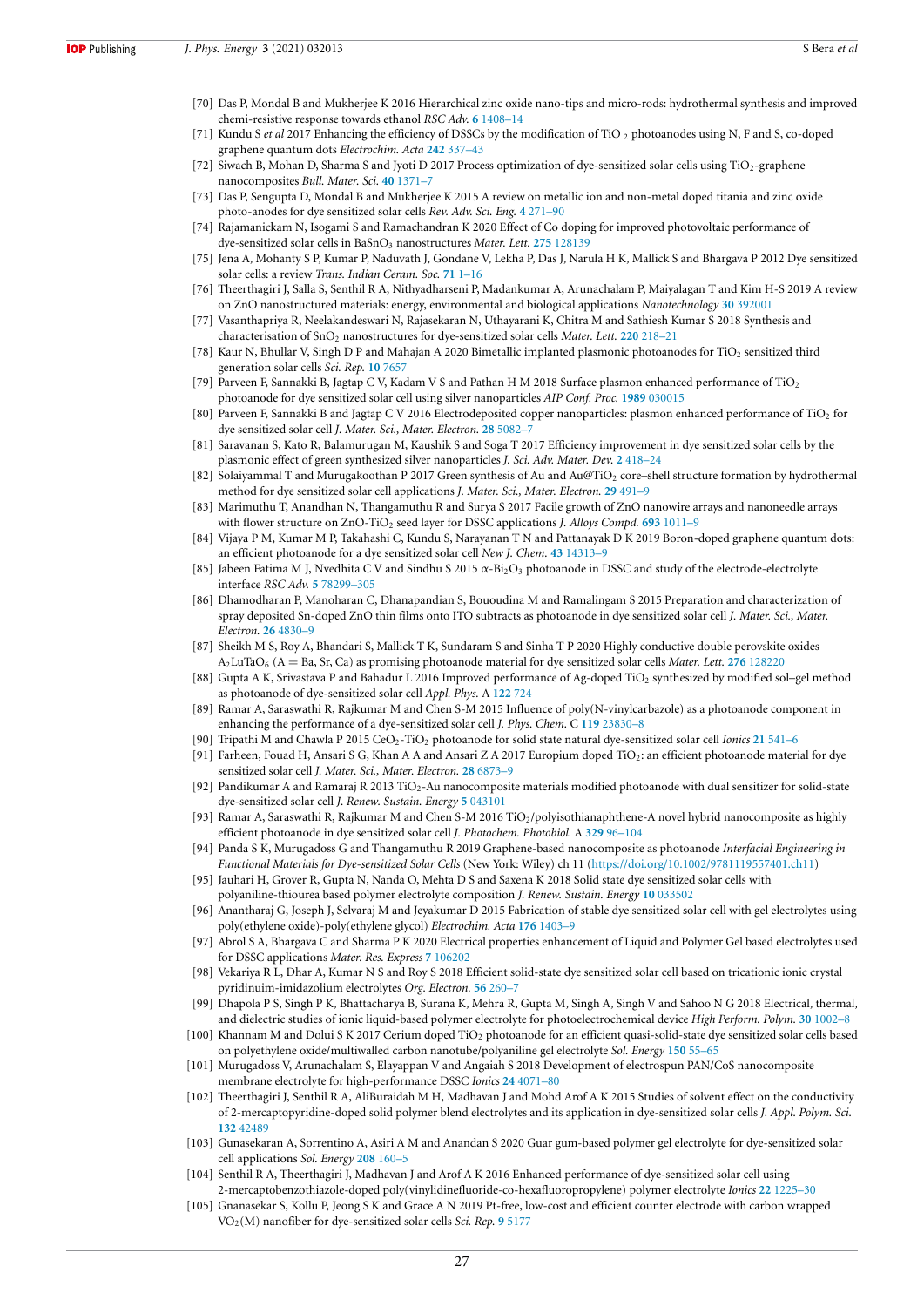[70] Das P, Mondal B and Mukherjee K 2016 Hierarchical zinc oxide nano-tips and micro-rods: hydrothermal synthesis and improved chemi-resistive response towards ethanol *RSC Adv.* **6** 1408–14

[71] Kundu S *et al* 2017 Enhancing the efficiency of DSSCs by the modification of $TiO_2$ photoanodes using N, F and S, co-doped graphene quantum dots *Electrochim. Acta* **242** 337–43

[72] Siwach B, Mohan D, Sharma S and Jyoti D 2017 Process optimization of dye-sensitized solar cells using $TiO_2$-graphene nanocomposites *Bull. Mater. Sci.* **40** 1371–7

[73] Das P, Sengupta D, Mondal B and Mukherjee K 2015 A review on metallic ion and non-metal doped titania and zinc oxide photo-anodes for dye sensitized solar cells *Rev. Adv. Sci. Eng.* **4** 271–90

[74] Rajamanickam N, Isogami S and Ramachandran K 2020 Effect of Co doping for improved photovoltaic performance of dye-sensitized solar cells in $BaSnO_3$ nanostructures *Mater. Lett.* **275** 128139

[75] Jena A, Mohanty S P, Kumar P, Naduvath J, Gondane V, Lekha P, Das J, Narula H K, Mallick S and Bhargava P 2012 Dye sensitized solar cells: a review *Trans. Indian Ceram. Soc.* **71** 1–16

[76] Theerthagiri J, Salla S, Senthil R A, Nithyadharseni P, Madankumar A, Arunachalam P, Maiyalagan T and Kim H-S 2019 A review on ZnO nanostructured materials: energy, environmental and biological applications *Nanotechnology* **30** 392001

[77] Vasanthapriya R, Neelakandeswari N, Rajasekaran N, Uthayarani K, Chitra M and Sathiesh Kumar S 2018 Synthesis and characterisation of $SnO_2$ nanostructures for dye-sensitized solar cells *Mater. Lett.* **220** 218–21

[78] Kaur N, Bhullar V, Singh D P and Mahajan A 2020 Bimetallic implanted plasmonic photoanodes for $TiO_2$ sensitized third generation solar cells *Sci. Rep.* **10** 7657

[79] Parveen F, Sannakki B, Jagtap C V, Kadam V S and Pathan H M 2018 Surface plasmon enhanced performance of $TiO_2$ photoanode for dye sensitized solar cell using silver nanoparticles *AIP Conf. Proc.* **1989** 030015

[80] Parveen F, Sannakki B and Jagtap C V 2016 Electrodeposited copper nanoparticles: plasmon enhanced performance of $TiO_2$ for dye sensitized solar cell *J. Mater. Sci., Mater. Electron.* **28** 5082–7

[81] Saravanan S, Kato R, Balamurugan M, Kaushik S and Soga T 2017 Efficiency improvement in dye sensitized solar cells by the plasmonic effect of green synthesized silver nanoparticles *J. Sci. Adv. Mater. Dev.* **2** 418–24

[82] Solaiyammal T and Murugakoothan P 2017 Green synthesis of Au and Au@$TiO_2$ core–shell structure formation by hydrothermal method for dye sensitized solar cell applications *J. Mater. Sci., Mater. Electron.* **29** 491–9

[83] Marimuthu T, Anandhan N, Thangamuthu R and Surya S 2017 Facile growth of ZnO nanowire arrays and nanoneedle arrays with flower structure on ZnO-$TiO_2$ seed layer for DSSC applications *J. Alloys Compd.* **693** 1011–9

[84] Vijaya P M, Kumar M P, Takahashi C, Kundu S, Narayanan T N and Pattanayak D K 2019 Boron-doped graphene quantum dots: an efficient photoanode for a dye sensitized solar cell *New J. Chem.* **43** 14313–9

[85] Jabeen Fatima M J, Nvedhita C V and Sindhu S 2015 $\alpha$-$Bi_2O_3$ photoanode in DSSC and study of the electrode-electrolyte interface *RSC Adv.* **5** 78299–305

[86] Dhamodharan P, Manoharan C, Dhanapandian S, Bououdina M and Ramalingam S 2015 Preparation and characterization of spray deposited Sn-doped ZnO thin films onto ITO subtracts as photoanode in dye sensitized solar cell *J. Mater. Sci., Mater. Electron.* **26** 4830–9

[87] Sheikh M S, Roy A, Bhandari S, Mallick T K, Sundaram S and Sinha T P 2020 Highly conductive double perovskite oxides $A_2LuTaO_6$ (A = Ba, Sr, Ca) as promising photoanode material for dye sensitized solar cells *Mater. Lett.* **276** 128220

[88] Gupta A K, Srivastava P and Bahadur L 2016 Improved performance of Ag-doped $TiO_2$ synthesized by modified sol–gel method as photoanode of dye-sensitized solar cell *Appl. Phys.* A **122** 724

[89] Ramar A, Saraswathi R, Rajkumar M and Chen S-M 2015 Influence of poly(N-vinylcarbazole) as a photoanode component in enhancing the performance of a dye-sensitized solar cell *J. Phys. Chem.* C **119** 23830–8

[90] Tripathi M and Chawla P 2015 $CeO_2$-$TiO_2$ photoanode for solid state natural dye-sensitized solar cell *Ionics* **21** 541–6

[91] Farheen, Fouad H, Ansari S G, Khan A A and Ansari Z A 2017 Europium doped $TiO_2$: an efficient photoanode material for dye sensitized solar cell *J. Mater. Sci., Mater. Electron.* **28** 6873–9

[92] Pandikumar A and Ramaraj R 2013 $TiO_2$-Au nanocomposite materials modified photoanode with dual sensitizer for solid-state dye-sensitized solar cell *J. Renew. Sustain. Energy* **5** 043101

[93] Ramar A, Saraswathi R, Rajkumar M and Chen S-M 2016 $TiO_2$/polyisothianaphthene-A novel hybrid nanocomposite as highly efficient photoanode in dye sensitized solar cell *J. Photochem. Photobiol.* A **329** 96–104

[94] Panda S K, Murugadoss G and Thangamuthu R 2019 Graphene-based nanocomposite as photoanode *Interfacial Engineering in Functional Materials for Dye-sensitized Solar Cells* (New York: Wiley) ch 11 (https://doi.org/10.1002/9781119557401.ch11)

[95] Jauhari H, Grover R, Gupta N, Nanda O, Mehta D S and Saxena K 2018 Solid state dye sensitized solar cells with polyaniline-thiourea based polymer electrolyte composition *J. Renew. Sustain. Energy* **10** 033502

[96] Anantharaj G, Joseph J, Selvaraj M and Jeyakumar D 2015 Fabrication of stable dye sensitized solar cell with gel electrolytes using poly(ethylene oxide)-poly(ethylene glycol) *Electrochim. Acta* **176** 1403–9

[97] Abrol S A, Bhargava C and Sharma P K 2020 Electrical properties enhancement of Liquid and Polymer Gel based electrolytes used for DSSC applications *Mater. Res. Express* **7** 106202

[98] Vekariya R L, Dhar A, Kumar N S and Roy S 2018 Efficient solid-state dye sensitized solar cell based on tricationic ionic crystal pyridinuim-imidazolium electrolytes *Org. Electron.* **56** 260–7

[99] Dhapola P S, Singh P K, Bhattacharya B, Surana K, Mehra R, Gupta M, Singh A, Singh V and Sahoo N G 2018 Electrical, thermal, and dielectric studies of ionic liquid-based polymer electrolyte for photoelectrochemical device *High Perform. Polym.* **30** 1002–8

[100] Khannam M and Dolui S K 2017 Cerium doped $TiO_2$ photoanode for an efficient quasi-solid-state dye sensitized solar cells based on polyethylene oxide/multiwalled carbon nanotube/polyaniline gel electrolyte *Sol. Energy* **150** 55–65

[101] Murugadoss V, Arunachalam S, Elayappan V and Angaiah S 2018 Development of electrospun PAN/CoS nanocomposite membrane electrolyte for high-performance DSSC *Ionics* **24** 4071–80

[102] Theerthagiri J, Senthil R A, AliBuraidah M H, Madhavan J and Mohd Arof A K 2015 Studies of solvent effect on the conductivity of 2-mercaptopyridine-doped solid polymer blend electrolytes and its application in dye-sensitized solar cells *J. Appl. Polym. Sci.* **132** 42489

[103] Gunasekaran A, Sorrentino A, Asiri A M and Anandan S 2020 Guar gum-based polymer gel electrolyte for dye-sensitized solar cell applications *Sol. Energy* **208** 160–5

[104] Senthil R A, Theerthagiri J, Madhavan J and Arof A K 2016 Enhanced performance of dye-sensitized solar cell using 2-mercaptobenzothiazole-doped poly(vinylidinefluoride-co-hexafluoropropylene) polymer electrolyte *Ionics* **22** 1225–30

[105] Gnanasekar S, Kollu P, Jeong S K and Grace A N 2019 Pt-free, low-cost and efficient counter electrode with carbon wrapped $VO_2$(M) nanofiber for dye-sensitized solar cells *Sci. Rep.* **9** 5177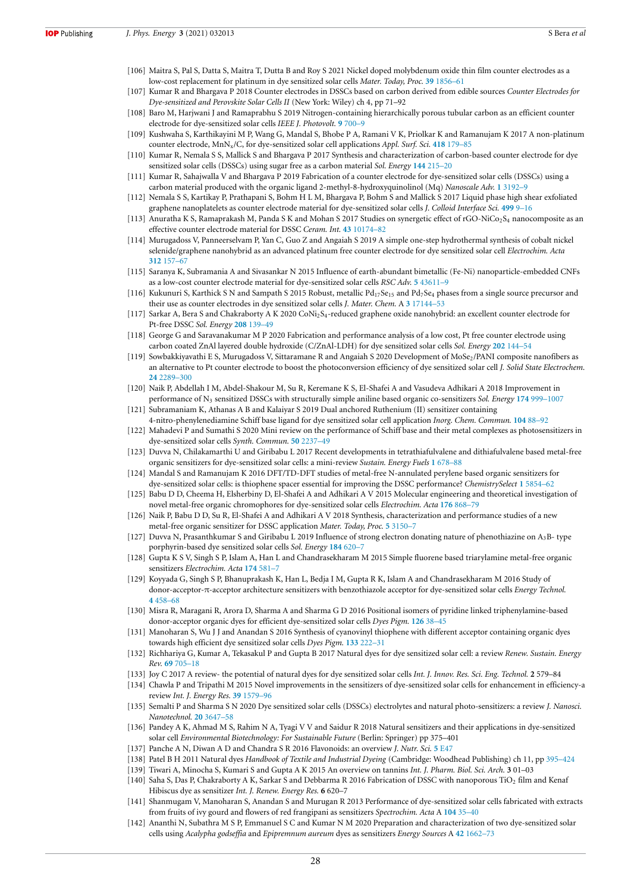[106] Maitra S, Pal S, Datta S, Maitra T, Dutta B and Roy S 2021 Nickel doped molybdenum oxide thin film counter electrodes as a low-cost replacement for platinum in dye sensitized solar cells *Mater. Today, Proc.* **39** 1856–61

[107] Kumar R and Bhargava P 2018 Counter electrodes in DSSCs based on carbon derived from edible sources *Counter Electrodes for Dye-sensitized and Perovskite Solar Cells II* (New York: Wiley) ch 4, pp 71–92

[108] Baro M, Harjwani J and Ramaprabhu S 2019 Nitrogen-containing hierarchically porous tubular carbon as an efficient counter electrode for dye-sensitized solar cells *IEEE J. Photovolt.* **9** 700–9

[109] Kushwaha S, Karthikayini M P, Wang G, Mandal S, Bhobe P A, Ramani V K, Priolkar K and Ramanujam K 2017 A non-platinum counter electrode, $MnN_x$/C, for dye-sensitized solar cell applications *Appl. Surf. Sci.* **418** 179–85

[110] Kumar R, Nemala S S, Mallick S and Bhargava P 2017 Synthesis and characterization of carbon-based counter electrode for dye sensitized solar cells (DSSCs) using sugar free as a carbon material *Sol. Energy* **144** 215–20

[111] Kumar R, Sahajwalla V and Bhargava P 2019 Fabrication of a counter electrode for dye-sensitized solar cells (DSSCs) using a carbon material produced with the organic ligand 2-methyl-8-hydroxyquinolinol (Mq) *Nanoscale Adv.* **1** 3192–9

[112] Nemala S S, Kartikay P, Prathapani S, Bohm H L M, Bhargava P, Bohm S and Mallick S 2017 Liquid phase high shear exfoliated graphene nanoplatelets as counter electrode material for dye-sensitized solar cells *J. Colloid Interface Sci.* **499** 9–16

[113] Anuratha K S, Ramaprakash M, Panda S K and Mohan S 2017 Studies on synergetic effect of rGO-$NiCo_2S_4$ nanocomposite as an effective counter electrode material for DSSC *Ceram. Int.* **43** 10174–82

[114] Murugadoss V, Panneerselvam P, Yan C, Guo Z and Angaiah S 2019 A simple one-step hydrothermal synthesis of cobalt nickel selenide/graphene nanohybrid as an advanced platinum free counter electrode for dye sensitized solar cell *Electrochim. Acta* **312** 157–67

[115] Saranya K, Subramania A and Sivasankar N 2015 Influence of earth-abundant bimetallic (Fe-Ni) nanoparticle-embedded CNFs as a low-cost counter electrode material for dye-sensitized solar cells *RSC Adv.* **5** 43611–9

[116] Kukunuri S, Karthick S N and Sampath S 2015 Robust, metallic $Pd_{17}Se_{15}$ and $Pd_7Se_4$ phases from a single source precursor and their use as counter electrodes in dye sensitized solar cells *J. Mater. Chem.* A **3** 17144–53

[117] Sarkar A, Bera S and Chakraborty A K 2020 $CoNi_2S_4$-reduced graphene oxide nanohybrid: an excellent counter electrode for Pt-free DSSC *Sol. Energy* **208** 139–49

[118] George G and Saravanakumar M P 2020 Fabrication and performance analysis of a low cost, Pt free counter electrode using carbon coated ZnAl layered double hydroxide (C/ZnAl-LDH) for dye sensitized solar cells *Sol. Energy* **202** 144–54

[119] Sowbakkiyavathi E S, Murugadoss V, Sittaramane R and Angaiah S 2020 Development of $MoSe_2$/PANI composite nanofibers as an alternative to Pt counter electrode to boost the photoconversion efficiency of dye sensitized solar cell *J. Solid State Electrochem.* **24** 2289–300

[120] Naik P, Abdellah I M, Abdel-Shakour M, Su R, Keremane K S, El-Shafei A and Vasudeva Adhikari A 2018 Improvement in performance of $N_3$ sensitized DSSCs with structurally simple aniline based organic co-sensitizers *Sol. Energy* **174** 999–1007

[121] Subramaniam K, Athanas A B and Kalaiyar S 2019 Dual anchored Ruthenium (II) sensitizer containing 4-nitro-phenylenediamine Schiff base ligand for dye sensitized solar cell application *Inorg. Chem. Commun.* **104** 88–92

[122] Mahadevi P and Sumathi S 2020 Mini review on the performance of Schiff base and their metal complexes as photosensitizers in dye-sensitized solar cells *Synth. Commun.* **50** 2237–49

[123] Duvva N, Chilakamarthi U and Giribabu L 2017 Recent developments in tetrathiafulvalene and dithiafulvalene based metal-free organic sensitizers for dye-sensitized solar cells: a mini-review *Sustain. Energy Fuels* **1** 678–88

[124] Mandal S and Ramanujam K 2016 DFT/TD-DFT studies of metal-free N-annulated perylene based organic sensitizers for dye-sensitized solar cells: is thiophene spacer essential for improving the DSSC performance? *ChemistrySelect* **1** 5854–62

[125] Babu D D, Cheema H, Elsherbiny D, El-Shafei A and Adhikari A V 2015 Molecular engineering and theoretical investigation of novel metal-free organic chromophores for dye-sensitized solar cells *Electrochim. Acta* **176** 868–79

[126] Naik P, Babu D D, Su R, El-Shafei A and Adhikari A V 2018 Synthesis, characterization and performance studies of a new metal-free organic sensitizer for DSSC application *Mater. Today, Proc.* **5** 3150–7

[127] Duvva N, Prasanthkumar S and Giribabu L 2019 Influence of strong electron donating nature of phenothiazine on $A_3B$- type porphyrin-based dye sensitized solar cells *Sol. Energy* **184** 620–7

[128] Gupta K S V, Singh S P, Islam A, Han L and Chandrasekharam M 2015 Simple fluorene based triarylamine metal-free organic sensitizers *Electrochim. Acta* **174** 581–7

[129] Koyyada G, Singh S P, Bhanuprakash K, Han L, Bedja I M, Gupta R K, Islam A and Chandrasekharam M 2016 Study of donor-acceptor-π-acceptor architecture sensitizers with benzothiazole acceptor for dye-sensitized solar cells *Energy Technol.* **4** 458–68

[130] Misra R, Maragani R, Arora D, Sharma A and Sharma G D 2016 Positional isomers of pyridine linked triphenylamine-based donor-acceptor organic dyes for efficient dye-sensitized solar cells *Dyes Pigm.* **126** 38–45

[131] Manoharan S, Wu J J and Anandan S 2016 Synthesis of cyanovinyl thiophene with different acceptor containing organic dyes towards high efficient dye sensitized solar cells *Dyes Pigm.* **133** 222–31

[132] Richhariya G, Kumar A, Tekasakul P and Gupta B 2017 Natural dyes for dye sensitized solar cell: a review *Renew. Sustain. Energy Rev.* **69** 705–18

[133] Joy C 2017 A review- the potential of natural dyes for dye sensitized solar cells *Int. J. Innov. Res. Sci. Eng. Technol.* **2** 579–84

[134] Chawla P and Tripathi M 2015 Novel improvements in the sensitizers of dye-sensitized solar cells for enhancement in efficiency-a review *Int. J. Energy Res.* **39** 1579–96

[135] Semalti P and Sharma S N 2020 Dye sensitized solar cells (DSSCs) electrolytes and natural photo-sensitizers: a review *J. Nanosci. Nanotechnol.* **20** 3647–58

[136] Pandey A K, Ahmad M S, Rahim N A, Tyagi V V and Saidur R 2018 Natural sensitizers and their applications in dye-sensitized solar cell *Environmental Biotechnology: For Sustainable Future* (Berlin: Springer) pp 375–401

[137] Panche A N, Diwan A D and Chandra S R 2016 Flavonoids: an overview *J. Nutr. Sci.* **5** E47

[138] Patel B H 2011 Natural dyes *Handbook of Textile and Industrial Dyeing* (Cambridge: Woodhead Publishing) ch 11, pp 395–424

[139] Tiwari A, Minocha S, Kumari S and Gupta A K 2015 An overview on tannins *Int. J. Pharm. Biol. Sci. Arch.* **3** 01–03

[140] Saha S, Das P, Chakraborty A K, Sarkar S and Debbarma R 2016 Fabrication of DSSC with nanoporous $TiO_2$ film and Kenaf Hibiscus dye as sensitizer *Int. J. Renew. Energy Res.* **6** 620–7

[141] Shanmugam V, Manoharan S, Anandan S and Murugan R 2013 Performance of dye-sensitized solar cells fabricated with extracts from fruits of ivy gourd and flowers of red frangipani as sensitizers *Spectrochim. Acta* A **104** 35–40

[142] Ananthi N, Subathra M S P, Emmanuel S C and Kumar N M 2020 Preparation and characterization of two dye-sensitized solar cells using *Acalypha godseffia* and *Epipremnum aureum* dyes as sensitizers *Energy Sources* A **42** 1662–73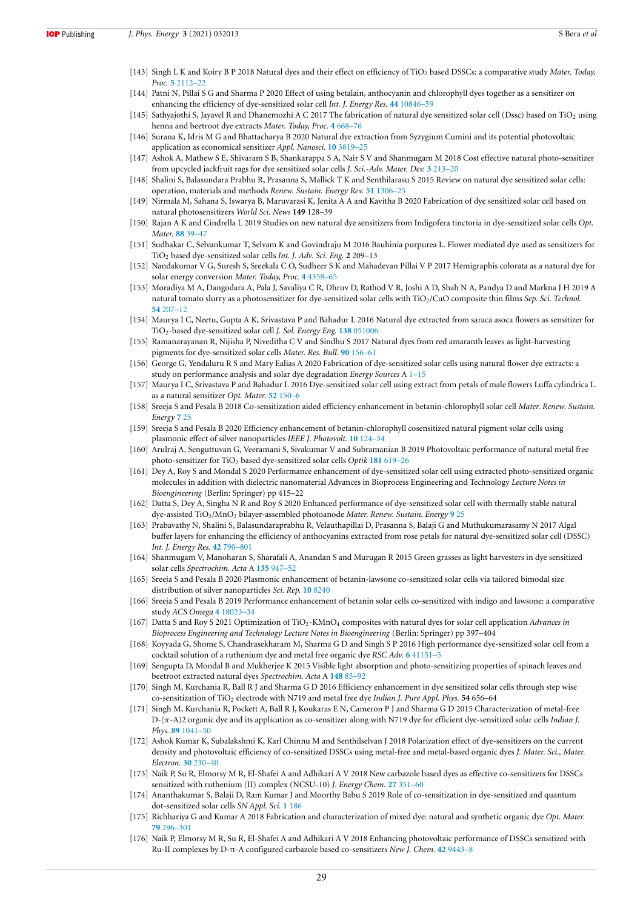[143] Singh L K and Koiry B P 2018 Natural dyes and their effect on efficiency of $TiO_2$ based DSSCs: a comparative study *Mater. Today, Proc.* **5** 2112–22

[144] Patni N, Pillai S G and Sharma P 2020 Effect of using betalain, anthocyanin and chlorophyll dyes together as a sensitizer on enhancing the efficiency of dye-sensitized solar cell *Int. J. Energy Res.* **44** 10846–59

[145] Sathyajothi S, Jayavel R and Dhanemozhi A C 2017 The fabrication of natural dye sensitized solar cell (Dssc) based on $TiO_2$ using henna and beetroot dye extracts *Mater. Today, Proc.* **4** 668–76

[146] Surana K, Idris M G and Bhattacharya B 2020 Natural dye extraction from Syzygium Cumini and its potential photovoltaic application as economical sensitizer *Appl. Nanosci.* **10** 3819–25

[147] Ashok A, Mathew S E, Shivaram S B, Shankarappa S A, Nair S V and Shanmugam M 2018 Cost effective natural photo-sensitizer from upcycled jackfruit rags for dye sensitized solar cells *J. Sci.-Adv. Mater. Dev.* **3** 213–20

[148] Shalini S, Balasundara Prabhu R, Prasanna S, Mallick T K and Senthilarasu S 2015 Review on natural dye sensitized solar cells: operation, materials and methods *Renew. Sustain. Energy Rev.* **51** 1306–25

[149] Nirmala M, Sahana S, Iswarya B, Maruvarasi K, Jenita A A and Kavitha B 2020 Fabrication of dye sensitized solar cell based on natural photosensitizers *World Sci. News* **149** 128–39

[150] Rajan A K and Cindrella L 2019 Studies on new natural dye sensitizers from Indigofera tinctoria in dye-sensitized solar cells *Opt. Mater.* **88** 39–47

[151] Sudhakar C, Selvankumar T, Selvam K and Govindraju M 2016 Bauhinia purpurea L. Flower mediated dye used as sensitizers for $TiO_2$ based dye-sensitized solar cells *Int. J. Adv. Sci. Eng.* **2** 209–13

[152] Nandakumar V G, Suresh S, Sreekala C O, Sudheer S K and Mahadevan Pillai V P 2017 Hemigraphis colorata as a natural dye for solar energy conversion *Mater. Today, Proc.* **4** 4358–65

[153] Moradiya M A, Dangodara A, Pala J, Savaliya C R, Dhruv D, Rathod V R, Joshi A D, Shah N A, Pandya D and Markna J H 2019 A natural tomato slurry as a photosensitizer for dye-sensitized solar cells with $TiO_2$/CuO composite thin films *Sep. Sci. Technol.* **54** 207–12

[154] Maurya I C, Neetu, Gupta A K, Srivastava P and Bahadur L 2016 Natural dye extracted from saraca asoca flowers as sensitizer for $TiO_2$-based dye-sensitized solar cell *J. Sol. Energy Eng.* **138** 051006

[155] Ramanarayanan R, Nijisha P, Niveditha C V and Sindhu S 2017 Natural dyes from red amaranth leaves as light-harvesting pigments for dye-sensitized solar cells *Mater. Res. Bull.* **90** 156–61

[156] George G, Yendaluru R S and Mary Elias A 2020 Fabrication of dye-sensitized solar cells using natural flower dye extracts: a study on performance analysis and solar dye degradation *Energy Sources* A 1–15

[157] Maurya I C, Srivastava P and Bahadur L 2016 Dye-sensitized solar cell using extract from petals of male flowers Luffa cylindrica L. as a natural sensitizer *Opt. Mater.* **52** 150–6

[158] Sreeja S and Pesala B 2018 Co-sensitization aided efficiency enhancement in betanin-chlorophyll solar cell *Mater. Renew. Sustain. Energy* **7** 25

[159] Sreeja S and Pesala B 2020 Efficiency enhancement of betanin-chlorophyll cosensitized natural pigment solar cells using plasmonic effect of silver nanoparticles *IEEE J. Photovolt.* **10** 124–34

[160] Arulraj A, Senguttuvan G, Veeramani S, Sivakumar V and Subramanian B 2019 Photovoltaic performance of natural metal free photo-sensitizer for $TiO_2$ based dye-sensitized solar cells *Optik* **181** 619–26

[161] Dey A, Roy S and Mondal S 2020 Performance enhancement of dye-sensitized solar cell using extracted photo-sensitized organic molecules in addition with dielectric nanomaterial Advances in Bioprocess Engineering and Technology *Lecture Notes in Bioengineering* (Berlin: Springer) pp 415–22

[162] Datta S, Dey A, Singha N R and Roy S 2020 Enhanced performance of dye-sensitized solar cell with thermally stable natural dye-assisted $TiO_2$/$MnO_2$ bilayer-assembled photoanode *Mater. Renew. Sustain. Energy* **9** 25

[163] Prabavathy N, Shalini S, Balasundaraprabhu R, Velauthapillai D, Prasanna S, Balaji G and Muthukumarasamy N 2017 Algal buffer layers for enhancing the efficiency of anthocyanins extracted from rose petals for natural dye-sensitized solar cell (DSSC) *Int. J. Energy Res.* **42** 790–801

[164] Shanmugam V, Manoharan S, Sharafali A, Anandan S and Murugan R 2015 Green grasses as light harvesters in dye sensitized solar cells *Spectrochim. Acta* A **135** 947–52

[165] Sreeja S and Pesala B 2020 Plasmonic enhancement of betanin-lawsone co-sensitized solar cells via tailored bimodal size distribution of silver nanoparticles *Sci. Rep.* **10** 8240

[166] Sreeja S and Pesala B 2019 Performance enhancement of betanin solar cells co-sensitized with indigo and lawsone: a comparative study *ACS Omega* **4** 18023–34

[167] Datta S and Roy S 2021 Optimization of $TiO_2$-$KMnO_4$ composites with natural dyes for solar cell application *Advances in Bioprocess Engineering and Technology Lecture Notes in Bioengineering* (Berlin: Springer) pp 397–404

[168] Koyyada G, Shome S, Chandrasekharam M, Sharma G D and Singh S P 2016 High performance dye-sensitized solar cell from a cocktail solution of a ruthenium dye and metal free organic dye *RSC Adv.* **6** 41151–5

[169] Sengupta D, Mondal B and Mukherjee K 2015 Visible light absorption and photo-sensitizing properties of spinach leaves and beetroot extracted natural dyes *Spectrochim. Acta* A **148** 85–92

[170] Singh M, Kurchania R, Ball R J and Sharma G D 2016 Efficiency enhancement in dye sensitized solar cells through step wise co-sensitization of $TiO_2$ electrode with N719 and metal free dye *Indian J. Pure Appl. Phys.* **54** 656–64

[171] Singh M, Kurchania R, Pockett A, Ball R J, Koukaras E N, Cameron P J and Sharma G D 2015 Characterization of metal-free D-($\pi$-A)2 organic dye and its application as co-sensitizer along with N719 dye for efficient dye-sensitized solar cells *Indian J. Phys.* **89** 1041–50

[172] Ashok Kumar K, Subalakshmi K, Karl Chinnu M and Senthilselvan J 2018 Polarization effect of dye-sensitizers on the current density and photovoltaic efficiency of co-sensitized DSSCs using metal-free and metal-based organic dyes *J. Mater. Sci., Mater. Electron.* **30** 230–40

[173] Naik P, Su R, Elmorsy M R, El-Shafei A and Adhikari A V 2018 New carbazole based dyes as effective co-sensitizers for DSSCs sensitized with ruthenium (II) complex (NCSU-10) *J. Energy Chem.* **27** 351–60

[174] Ananthakumar S, Balaji D, Ram Kumar J and Moorthy Babu S 2019 Role of co-sensitization in dye-sensitized and quantum dot-sensitized solar cells *SN Appl. Sci.* **1** 186

[175] Richhariya G and Kumar A 2018 Fabrication and characterization of mixed dye: natural and synthetic organic dye *Opt. Mater.* **79** 296–301

[176] Naik P, Elmorsy M R, Su R, El-Shafei A and Adhikari A V 2018 Enhancing photovoltaic performance of DSSCs sensitized with Ru-II complexes by D-$\pi$-A configured carbazole based co-sensitizers *New J. Chem.* **42** 9443–8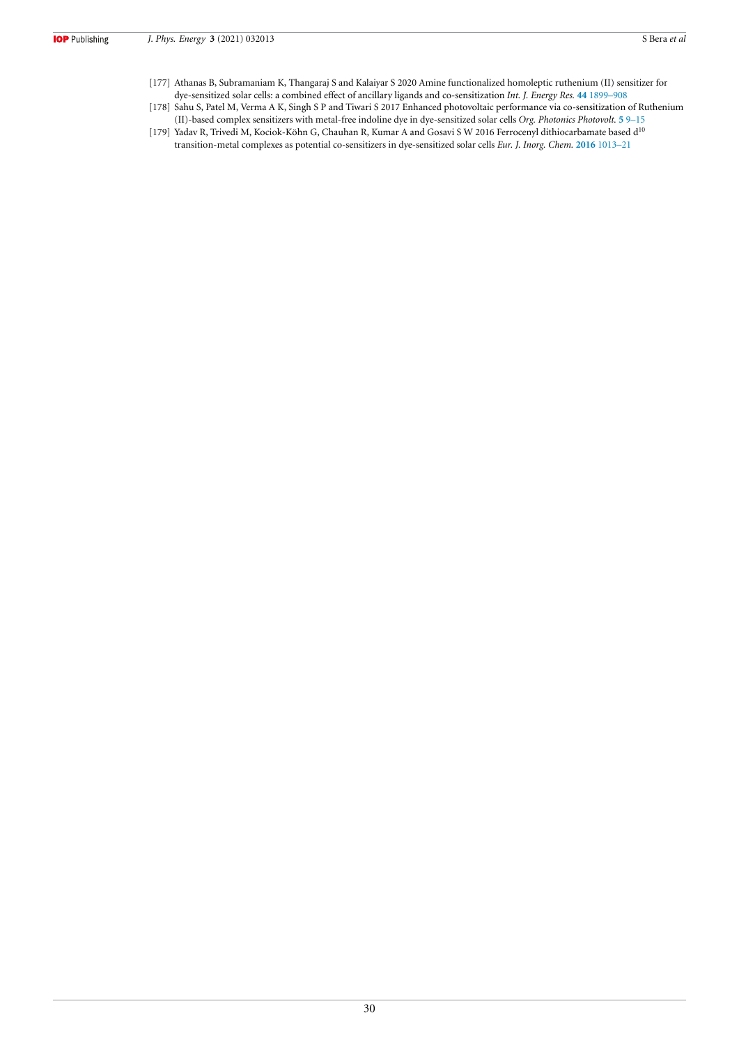[177] Athanas B, Subramaniam K, Thangaraj S and Kalaiyar S 2020 Amine functionalized homoleptic ruthenium (II) sensitizer for dye-sensitized solar cells: a combined effect of ancillary ligands and co-sensitization *Int. J. Energy Res.* **44** 1899–908

[178] Sahu S, Patel M, Verma A K, Singh S P and Tiwari S 2017 Enhanced photovoltaic performance via co-sensitization of Ruthenium (II)-based complex sensitizers with metal-free indoline dye in dye-sensitized solar cells *Org. Photonics Photovolt.* **5** 9–15

[179] Yadav R, Trivedi M, Kociok-Köhn G, Chauhan R, Kumar A and Gosavi S W 2016 Ferrocenyl dithiocarbamate based $d^{10}$ transition-metal complexes as potential co-sensitizers in dye-sensitized solar cells *Eur. J. Inorg. Chem.* **2016** 1013–21